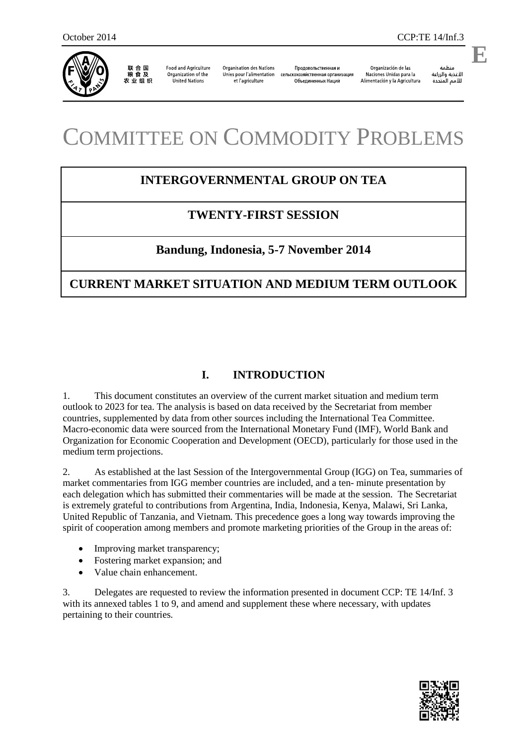October 2014 CCP:TE 14/Inf.3

E

联合国粮食及农业组织 | Food and Agriculture Organization of the United Nations | Organisation des Nations Unies pour l'alimentation et l'agriculture | Продовольственная и сельскохозяйственная организация Объединенных Наций | Organización de las Naciones Unidas para la Alimentación y la Agricultura | منظمة الأغذية والزراعة للأمم المتحدة

# COMMITTEE ON COMMODITY PROBLEMS

## INTERGOVERNMENTAL GROUP ON TEA

## TWENTY-FIRST SESSION

## Bandung, Indonesia, 5-7 November 2014

## CURRENT MARKET SITUATION AND MEDIUM TERM OUTLOOK

## I. INTRODUCTION

1. This document constitutes an overview of the current market situation and medium term outlook to 2023 for tea. The analysis is based on data received by the Secretariat from member countries, supplemented by data from other sources including the International Tea Committee. Macro-economic data were sourced from the International Monetary Fund (IMF), World Bank and Organization for Economic Cooperation and Development (OECD), particularly for those used in the medium term projections.

2. As established at the last Session of the Intergovernmental Group (IGG) on Tea, summaries of market commentaries from IGG member countries are included, and a ten- minute presentation by each delegation which has submitted their commentaries will be made at the session. The Secretariat is extremely grateful to contributions from Argentina, India, Indonesia, Kenya, Malawi, Sri Lanka, United Republic of Tanzania, and Vietnam. This precedence goes a long way towards improving the spirit of cooperation among members and promote marketing priorities of the Group in the areas of:

- Improving market transparency;
- Fostering market expansion; and
- Value chain enhancement.

3. Delegates are requested to review the information presented in document CCP: TE 14/Inf. 3 with its annexed tables 1 to 9, and amend and supplement these where necessary, with updates pertaining to their countries.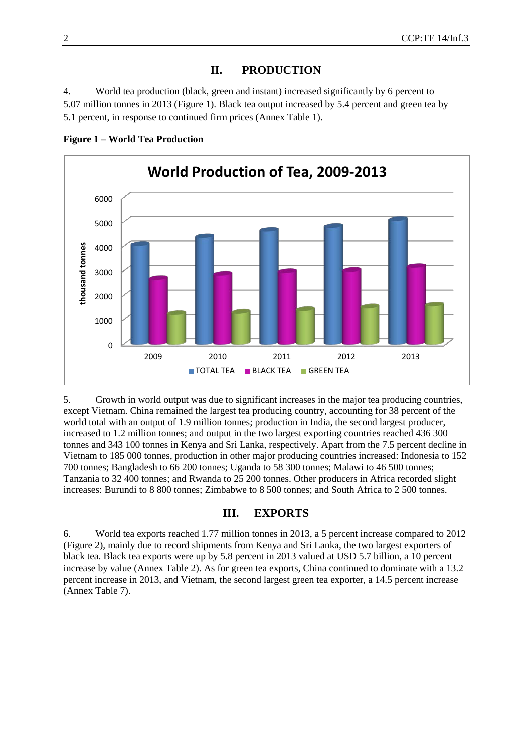## II. PRODUCTION

4. World tea production (black, green and instant) increased significantly by 6 percent to 5.07 million tonnes in 2013 (Figure 1). Black tea output increased by 5.4 percent and green tea by 5.1 percent, in response to continued firm prices (Annex Table 1).

**Figure 1 – World Tea Production**

5. Growth in world output was due to significant increases in the major tea producing countries, except Vietnam. China remained the largest tea producing country, accounting for 38 percent of the world total with an output of 1.9 million tonnes; production in India, the second largest producer, increased to 1.2 million tonnes; and output in the two largest exporting countries reached 436 300 tonnes and 343 100 tonnes in Kenya and Sri Lanka, respectively. Apart from the 7.5 percent decline in Vietnam to 185 000 tonnes, production in other major producing countries increased: Indonesia to 152 700 tonnes; Bangladesh to 66 200 tonnes; Uganda to 58 300 tonnes; Malawi to 46 500 tonnes; Tanzania to 32 400 tonnes; and Rwanda to 25 200 tonnes. Other producers in Africa recorded slight increases: Burundi to 8 800 tonnes; Zimbabwe to 8 500 tonnes; and South Africa to 2 500 tonnes.

## III. EXPORTS

6. World tea exports reached 1.77 million tonnes in 2013, a 5 percent increase compared to 2012 (Figure 2), mainly due to record shipments from Kenya and Sri Lanka, the two largest exporters of black tea. Black tea exports were up by 5.8 percent in 2013 valued at USD 5.7 billion, a 10 percent increase by value (Annex Table 2). As for green tea exports, China continued to dominate with a 13.2 percent increase in 2013, and Vietnam, the second largest green tea exporter, a 14.5 percent increase (Annex Table 7).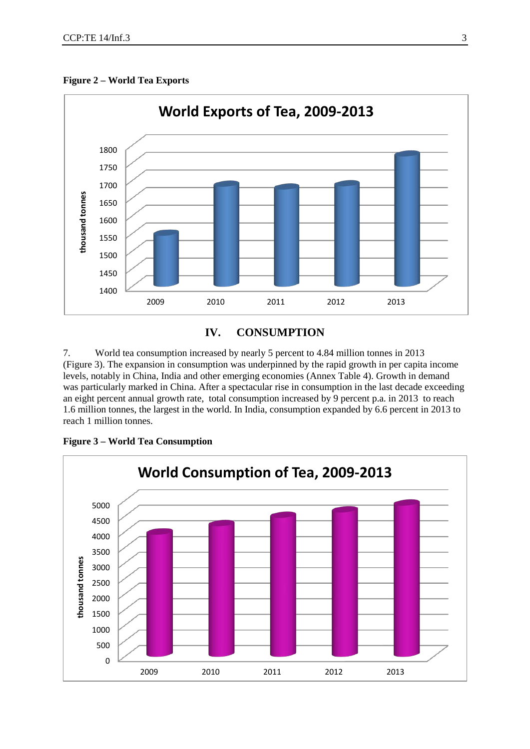**Figure 2 – World Tea Exports**

## IV. CONSUMPTION

7. World tea consumption increased by nearly 5 percent to 4.84 million tonnes in 2013 (Figure 3). The expansion in consumption was underpinned by the rapid growth in per capita income levels, notably in China, India and other emerging economies (Annex Table 4). Growth in demand was particularly marked in China. After a spectacular rise in consumption in the last decade exceeding an eight percent annual growth rate, total consumption increased by 9 percent p.a. in 2013 to reach 1.6 million tonnes, the largest in the world. In India, consumption expanded by 6.6 percent in 2013 to reach 1 million tonnes.

**Figure 3 – World Tea Consumption**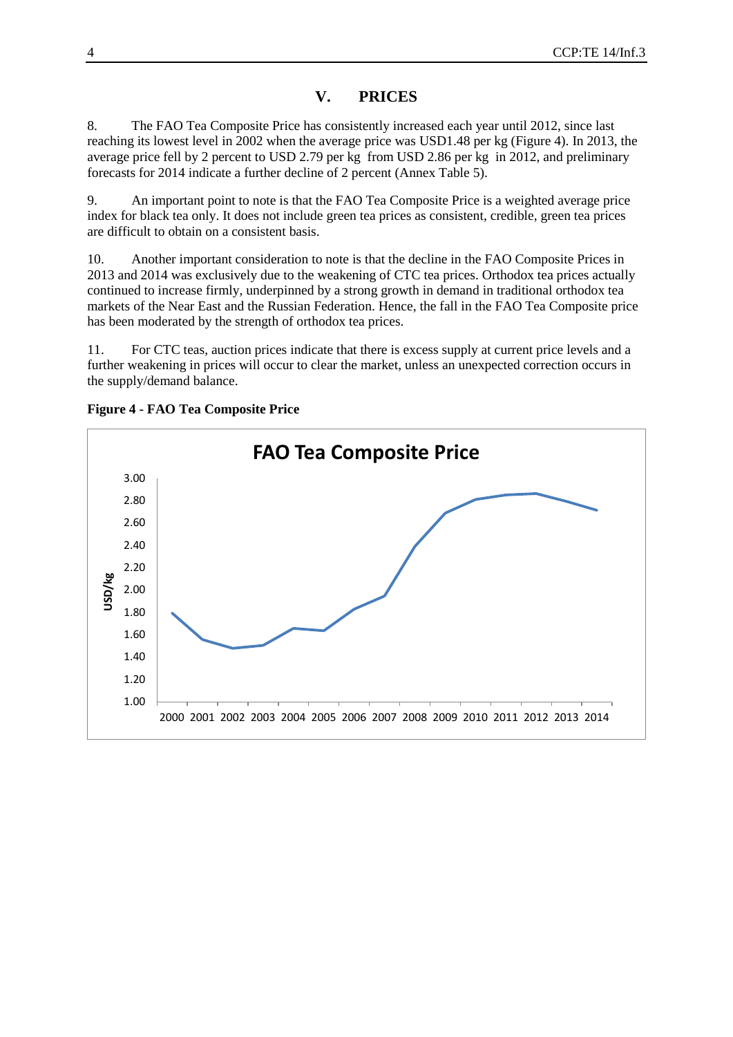## V. PRICES

8. The FAO Tea Composite Price has consistently increased each year until 2012, since last reaching its lowest level in 2002 when the average price was USD1.48 per kg (Figure 4). In 2013, the average price fell by 2 percent to USD 2.79 per kg from USD 2.86 per kg in 2012, and preliminary forecasts for 2014 indicate a further decline of 2 percent (Annex Table 5).

9. An important point to note is that the FAO Tea Composite Price is a weighted average price index for black tea only. It does not include green tea prices as consistent, credible, green tea prices are difficult to obtain on a consistent basis.

10. Another important consideration to note is that the decline in the FAO Composite Prices in 2013 and 2014 was exclusively due to the weakening of CTC tea prices. Orthodox tea prices actually continued to increase firmly, underpinned by a strong growth in demand in traditional orthodox tea markets of the Near East and the Russian Federation. Hence, the fall in the FAO Tea Composite price has been moderated by the strength of orthodox tea prices.

11. For CTC teas, auction prices indicate that there is excess supply at current price levels and a further weakening in prices will occur to clear the market, unless an unexpected correction occurs in the supply/demand balance.

**Figure 4 - FAO Tea Composite Price**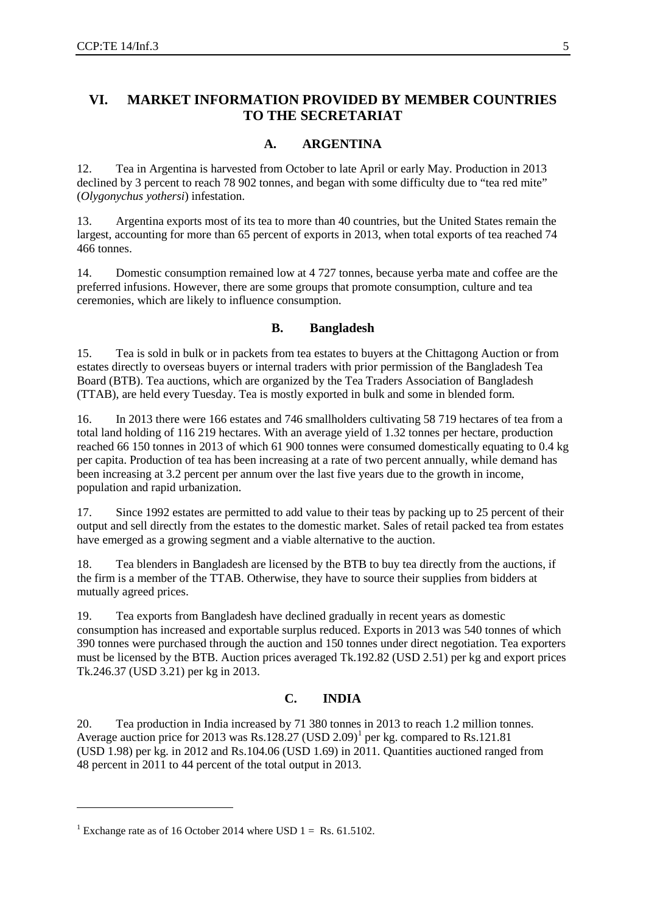## VI. MARKET INFORMATION PROVIDED BY MEMBER COUNTRIES TO THE SECRETARIAT

### A. ARGENTINA

12. Tea in Argentina is harvested from October to late April or early May. Production in 2013 declined by 3 percent to reach 78 902 tonnes, and began with some difficulty due to "tea red mite" (*Olygonychus yothersi*) infestation.

13. Argentina exports most of its tea to more than 40 countries, but the United States remain the largest, accounting for more than 65 percent of exports in 2013, when total exports of tea reached 74 466 tonnes.

14. Domestic consumption remained low at 4 727 tonnes, because yerba mate and coffee are the preferred infusions. However, there are some groups that promote consumption, culture and tea ceremonies, which are likely to influence consumption.

### B. Bangladesh

15. Tea is sold in bulk or in packets from tea estates to buyers at the Chittagong Auction or from estates directly to overseas buyers or internal traders with prior permission of the Bangladesh Tea Board (BTB). Tea auctions, which are organized by the Tea Traders Association of Bangladesh (TTAB), are held every Tuesday. Tea is mostly exported in bulk and some in blended form.

16. In 2013 there were 166 estates and 746 smallholders cultivating 58 719 hectares of tea from a total land holding of 116 219 hectares. With an average yield of 1.32 tonnes per hectare, production reached 66 150 tonnes in 2013 of which 61 900 tonnes were consumed domestically equating to 0.4 kg per capita. Production of tea has been increasing at a rate of two percent annually, while demand has been increasing at 3.2 percent per annum over the last five years due to the growth in income, population and rapid urbanization.

17. Since 1992 estates are permitted to add value to their teas by packing up to 25 percent of their output and sell directly from the estates to the domestic market. Sales of retail packed tea from estates have emerged as a growing segment and a viable alternative to the auction.

18. Tea blenders in Bangladesh are licensed by the BTB to buy tea directly from the auctions, if the firm is a member of the TTAB. Otherwise, they have to source their supplies from bidders at mutually agreed prices.

19. Tea exports from Bangladesh have declined gradually in recent years as domestic consumption has increased and exportable surplus reduced. Exports in 2013 was 540 tonnes of which 390 tonnes were purchased through the auction and 150 tonnes under direct negotiation. Tea exporters must be licensed by the BTB. Auction prices averaged Tk.192.82 (USD 2.51) per kg and export prices Tk.246.37 (USD 3.21) per kg in 2013.

### C. INDIA

20. Tea production in India increased by 71 380 tonnes in 2013 to reach 1.2 million tonnes. Average auction price for 2013 was Rs.128.27 (USD 2.09)[1] per kg. compared to Rs.121.81 (USD 1.98) per kg. in 2012 and Rs.104.06 (USD 1.69) in 2011. Quantities auctioned ranged from 48 percent in 2011 to 44 percent of the total output in 2013.

---

[1] Exchange rate as of 16 October 2014 where USD 1 = Rs. 61.5102.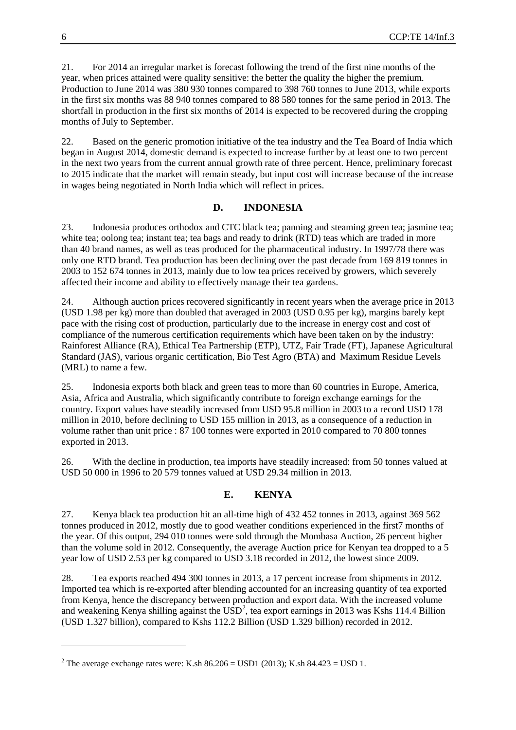21. For 2014 an irregular market is forecast following the trend of the first nine months of the year, when prices attained were quality sensitive: the better the quality the higher the premium. Production to June 2014 was 380 930 tonnes compared to 398 760 tonnes to June 2013, while exports in the first six months was 88 940 tonnes compared to 88 580 tonnes for the same period in 2013. The shortfall in production in the first six months of 2014 is expected to be recovered during the cropping months of July to September.

22. Based on the generic promotion initiative of the tea industry and the Tea Board of India which began in August 2014, domestic demand is expected to increase further by at least one to two percent in the next two years from the current annual growth rate of three percent. Hence, preliminary forecast to 2015 indicate that the market will remain steady, but input cost will increase because of the increase in wages being negotiated in North India which will reflect in prices.

## D. INDONESIA

23. Indonesia produces orthodox and CTC black tea; panning and steaming green tea; jasmine tea; white tea; oolong tea; instant tea; tea bags and ready to drink (RTD) teas which are traded in more than 40 brand names, as well as teas produced for the pharmaceutical industry. In 1997/78 there was only one RTD brand. Tea production has been declining over the past decade from 169 819 tonnes in 2003 to 152 674 tonnes in 2013, mainly due to low tea prices received by growers, which severely affected their income and ability to effectively manage their tea gardens.

24. Although auction prices recovered significantly in recent years when the average price in 2013 (USD 1.98 per kg) more than doubled that averaged in 2003 (USD 0.95 per kg), margins barely kept pace with the rising cost of production, particularly due to the increase in energy cost and cost of compliance of the numerous certification requirements which have been taken on by the industry: Rainforest Alliance (RA), Ethical Tea Partnership (ETP), UTZ, Fair Trade (FT), Japanese Agricultural Standard (JAS), various organic certification, Bio Test Agro (BTA) and Maximum Residue Levels (MRL) to name a few.

25. Indonesia exports both black and green teas to more than 60 countries in Europe, America, Asia, Africa and Australia, which significantly contribute to foreign exchange earnings for the country. Export values have steadily increased from USD 95.8 million in 2003 to a record USD 178 million in 2010, before declining to USD 155 million in 2013, as a consequence of a reduction in volume rather than unit price : 87 100 tonnes were exported in 2010 compared to 70 800 tonnes exported in 2013.

26. With the decline in production, tea imports have steadily increased: from 50 tonnes valued at USD 50 000 in 1996 to 20 579 tonnes valued at USD 29.34 million in 2013.

## E. KENYA

27. Kenya black tea production hit an all-time high of 432 452 tonnes in 2013, against 369 562 tonnes produced in 2012, mostly due to good weather conditions experienced in the first7 months of the year. Of this output, 294 010 tonnes were sold through the Mombasa Auction, 26 percent higher than the volume sold in 2012. Consequently, the average Auction price for Kenyan tea dropped to a 5 year low of USD 2.53 per kg compared to USD 3.18 recorded in 2012, the lowest since 2009.

28. Tea exports reached 494 300 tonnes in 2013, a 17 percent increase from shipments in 2012. Imported tea which is re-exported after blending accounted for an increasing quantity of tea exported from Kenya, hence the discrepancy between production and export data. With the increased volume and weakening Kenya shilling against the USD[2], tea export earnings in 2013 was Kshs 114.4 Billion (USD 1.327 billion), compared to Kshs 112.2 Billion (USD 1.329 billion) recorded in 2012.

---

[2] The average exchange rates were: K.sh 86.206 = USD1 (2013); K.sh 84.423 = USD 1.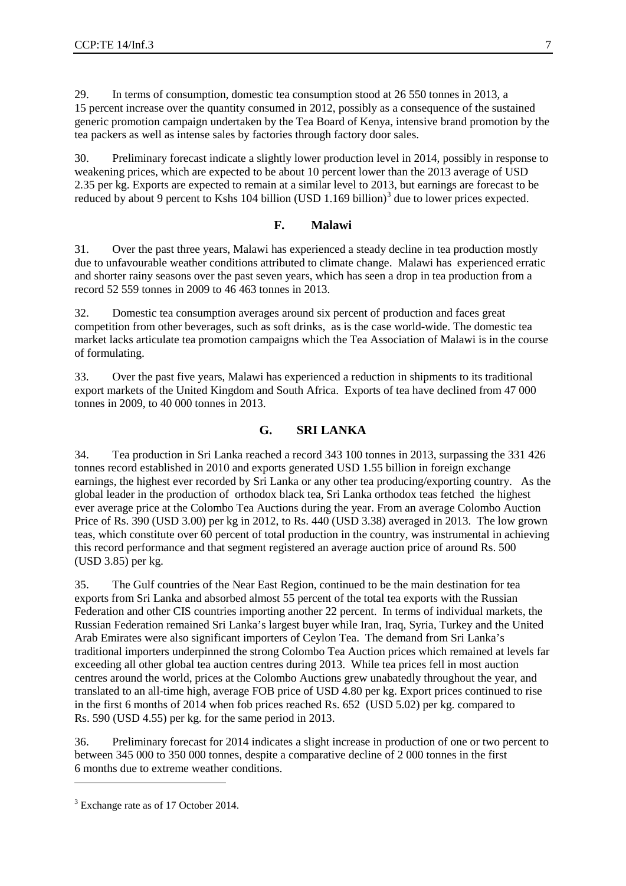29. In terms of consumption, domestic tea consumption stood at 26 550 tonnes in 2013, a 15 percent increase over the quantity consumed in 2012, possibly as a consequence of the sustained generic promotion campaign undertaken by the Tea Board of Kenya, intensive brand promotion by the tea packers as well as intense sales by factories through factory door sales.

30. Preliminary forecast indicate a slightly lower production level in 2014, possibly in response to weakening prices, which are expected to be about 10 percent lower than the 2013 average of USD 2.35 per kg. Exports are expected to remain at a similar level to 2013, but earnings are forecast to be reduced by about 9 percent to Kshs 104 billion (USD 1.169 billion)[3] due to lower prices expected.

### F. Malawi

31. Over the past three years, Malawi has experienced a steady decline in tea production mostly due to unfavourable weather conditions attributed to climate change. Malawi has experienced erratic and shorter rainy seasons over the past seven years, which has seen a drop in tea production from a record 52 559 tonnes in 2009 to 46 463 tonnes in 2013.

32. Domestic tea consumption averages around six percent of production and faces great competition from other beverages, such as soft drinks, as is the case world-wide. The domestic tea market lacks articulate tea promotion campaigns which the Tea Association of Malawi is in the course of formulating.

33. Over the past five years, Malawi has experienced a reduction in shipments to its traditional export markets of the United Kingdom and South Africa. Exports of tea have declined from 47 000 tonnes in 2009, to 40 000 tonnes in 2013.

### G. SRI LANKA

34. Tea production in Sri Lanka reached a record 343 100 tonnes in 2013, surpassing the 331 426 tonnes record established in 2010 and exports generated USD 1.55 billion in foreign exchange earnings, the highest ever recorded by Sri Lanka or any other tea producing/exporting country. As the global leader in the production of orthodox black tea, Sri Lanka orthodox teas fetched the highest ever average price at the Colombo Tea Auctions during the year. From an average Colombo Auction Price of Rs. 390 (USD 3.00) per kg in 2012, to Rs. 440 (USD 3.38) averaged in 2013. The low grown teas, which constitute over 60 percent of total production in the country, was instrumental in achieving this record performance and that segment registered an average auction price of around Rs. 500 (USD 3.85) per kg.

35. The Gulf countries of the Near East Region, continued to be the main destination for tea exports from Sri Lanka and absorbed almost 55 percent of the total tea exports with the Russian Federation and other CIS countries importing another 22 percent. In terms of individual markets, the Russian Federation remained Sri Lanka's largest buyer while Iran, Iraq, Syria, Turkey and the United Arab Emirates were also significant importers of Ceylon Tea. The demand from Sri Lanka's traditional importers underpinned the strong Colombo Tea Auction prices which remained at levels far exceeding all other global tea auction centres during 2013. While tea prices fell in most auction centres around the world, prices at the Colombo Auctions grew unabatedly throughout the year, and translated to an all-time high, average FOB price of USD 4.80 per kg. Export prices continued to rise in the first 6 months of 2014 when fob prices reached Rs. 652 (USD 5.02) per kg. compared to Rs. 590 (USD 4.55) per kg. for the same period in 2013.

36. Preliminary forecast for 2014 indicates a slight increase in production of one or two percent to between 345 000 to 350 000 tonnes, despite a comparative decline of 2 000 tonnes in the first 6 months due to extreme weather conditions.

[3] Exchange rate as of 17 October 2014.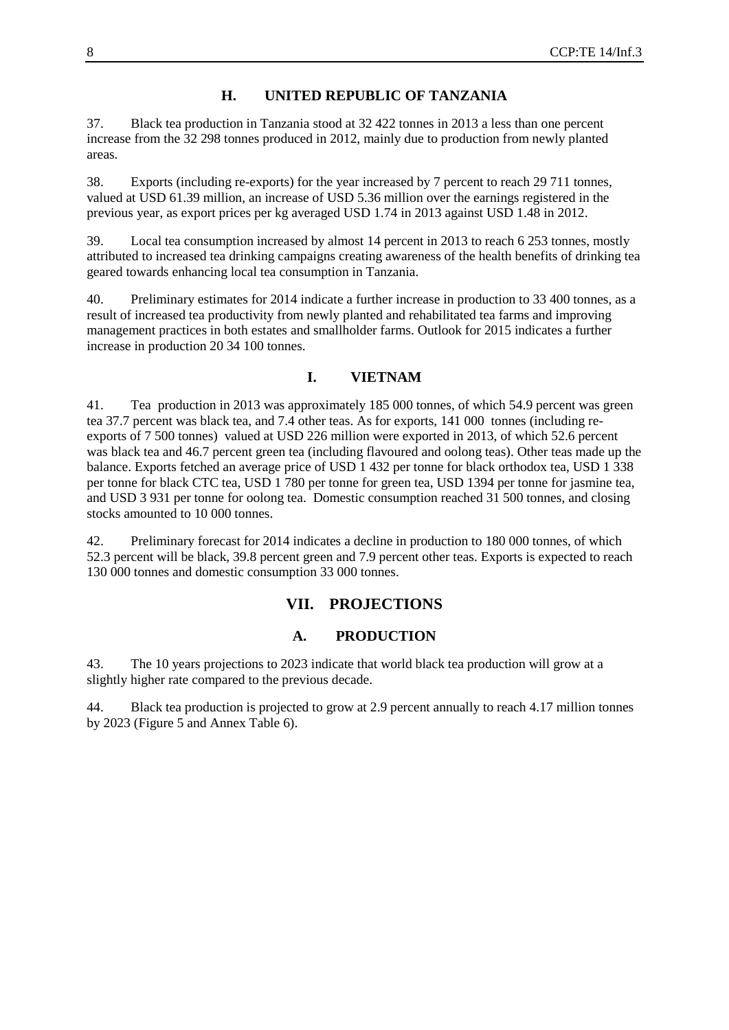## H. UNITED REPUBLIC OF TANZANIA

37. Black tea production in Tanzania stood at 32 422 tonnes in 2013 a less than one percent increase from the 32 298 tonnes produced in 2012, mainly due to production from newly planted areas.

38. Exports (including re-exports) for the year increased by 7 percent to reach 29 711 tonnes, valued at USD 61.39 million, an increase of USD 5.36 million over the earnings registered in the previous year, as export prices per kg averaged USD 1.74 in 2013 against USD 1.48 in 2012.

39. Local tea consumption increased by almost 14 percent in 2013 to reach 6 253 tonnes, mostly attributed to increased tea drinking campaigns creating awareness of the health benefits of drinking tea geared towards enhancing local tea consumption in Tanzania.

40. Preliminary estimates for 2014 indicate a further increase in production to 33 400 tonnes, as a result of increased tea productivity from newly planted and rehabilitated tea farms and improving management practices in both estates and smallholder farms. Outlook for 2015 indicates a further increase in production 20 34 100 tonnes.

## I. VIETNAM

41. Tea production in 2013 was approximately 185 000 tonnes, of which 54.9 percent was green tea 37.7 percent was black tea, and 7.4 other teas. As for exports, 141 000 tonnes (including re-exports of 7 500 tonnes) valued at USD 226 million were exported in 2013, of which 52.6 percent was black tea and 46.7 percent green tea (including flavoured and oolong teas). Other teas made up the balance. Exports fetched an average price of USD 1 432 per tonne for black orthodox tea, USD 1 338 per tonne for black CTC tea, USD 1 780 per tonne for green tea, USD 1394 per tonne for jasmine tea, and USD 3 931 per tonne for oolong tea. Domestic consumption reached 31 500 tonnes, and closing stocks amounted to 10 000 tonnes.

42. Preliminary forecast for 2014 indicates a decline in production to 180 000 tonnes, of which 52.3 percent will be black, 39.8 percent green and 7.9 percent other teas. Exports is expected to reach 130 000 tonnes and domestic consumption 33 000 tonnes.

# VII. PROJECTIONS

## A. PRODUCTION

43. The 10 years projections to 2023 indicate that world black tea production will grow at a slightly higher rate compared to the previous decade.

44. Black tea production is projected to grow at 2.9 percent annually to reach 4.17 million tonnes by 2023 (Figure 5 and Annex Table 6).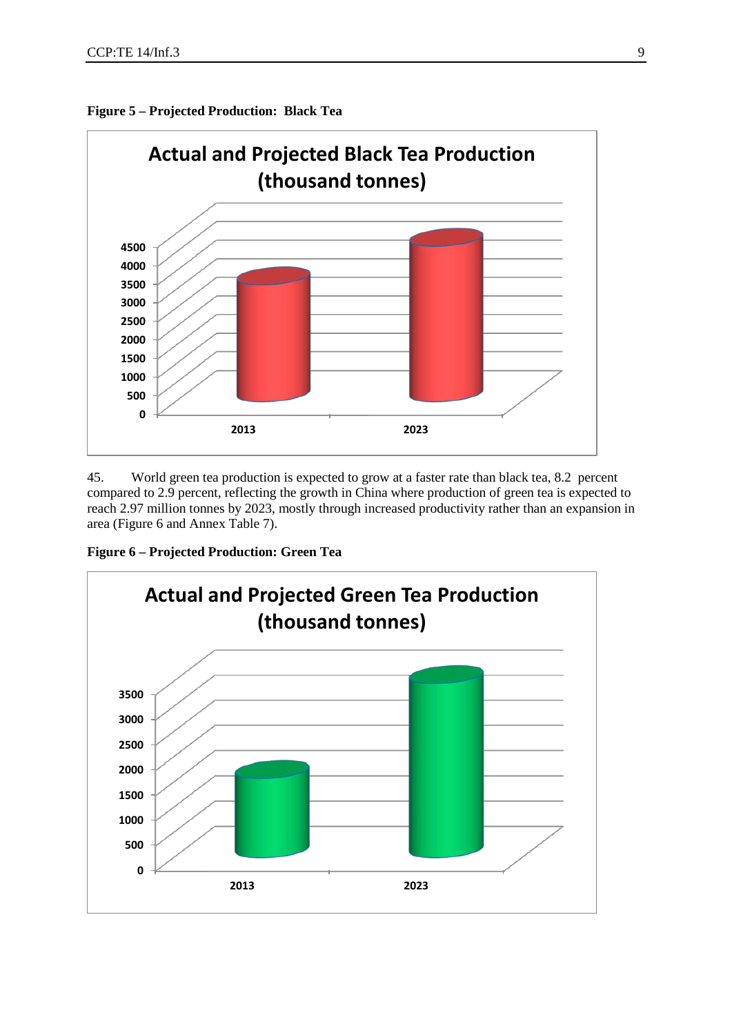**Figure 5 – Projected Production: Black Tea**

45. World green tea production is expected to grow at a faster rate than black tea, 8.2 percent compared to 2.9 percent, reflecting the growth in China where production of green tea is expected to reach 2.97 million tonnes by 2023, mostly through increased productivity rather than an expansion in area (Figure 6 and Annex Table 7).

**Figure 6 – Projected Production: Green Tea**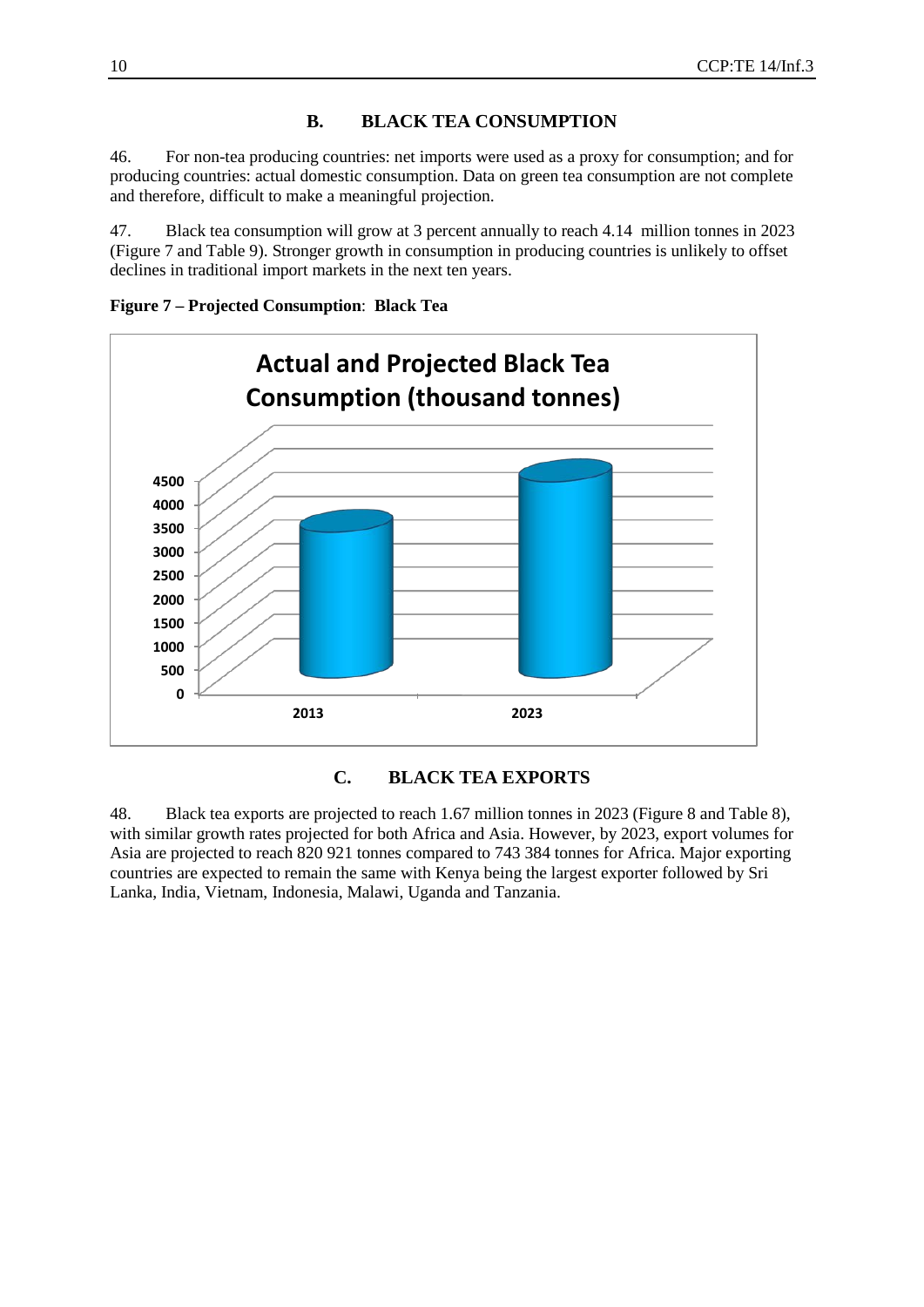## B. BLACK TEA CONSUMPTION

46. For non-tea producing countries: net imports were used as a proxy for consumption; and for producing countries: actual domestic consumption. Data on green tea consumption are not complete and therefore, difficult to make a meaningful projection.

47. Black tea consumption will grow at 3 percent annually to reach 4.14 million tonnes in 2023 (Figure 7 and Table 9). Stronger growth in consumption in producing countries is unlikely to offset declines in traditional import markets in the next ten years.

**Figure 7 – Projected Consumption**: **Black Tea**

Actual and Projected Black Tea Consumption (thousand tonnes)

## C. BLACK TEA EXPORTS

48. Black tea exports are projected to reach 1.67 million tonnes in 2023 (Figure 8 and Table 8), with similar growth rates projected for both Africa and Asia. However, by 2023, export volumes for Asia are projected to reach 820 921 tonnes compared to 743 384 tonnes for Africa. Major exporting countries are expected to remain the same with Kenya being the largest exporter followed by Sri Lanka, India, Vietnam, Indonesia, Malawi, Uganda and Tanzania.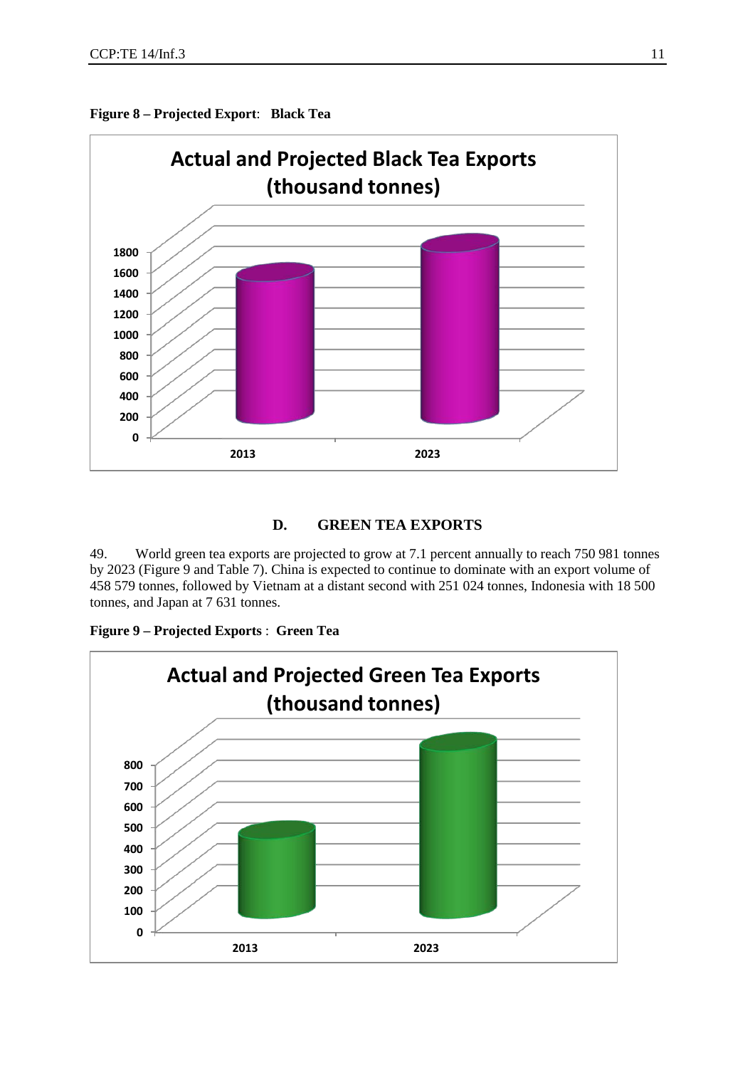**Figure 8 – Projected Export**: **Black Tea**

## D. GREEN TEA EXPORTS

49. World green tea exports are projected to grow at 7.1 percent annually to reach 750 981 tonnes by 2023 (Figure 9 and Table 7). China is expected to continue to dominate with an export volume of 458 579 tonnes, followed by Vietnam at a distant second with 251 024 tonnes, Indonesia with 18 500 tonnes, and Japan at 7 631 tonnes.

**Figure 9 – Projected Exports** : **Green Tea**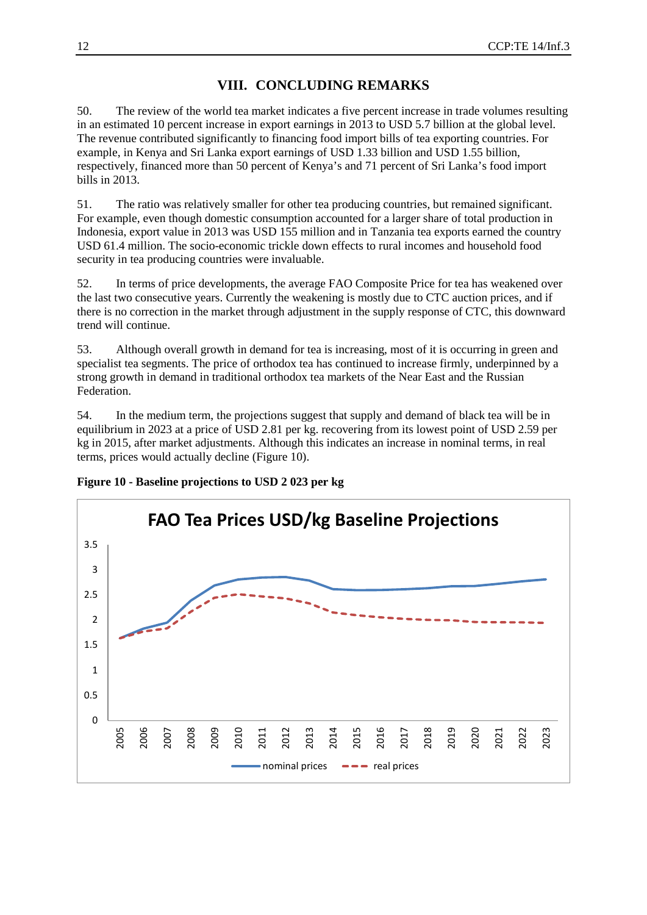# VIII. CONCLUDING REMARKS

50. The review of the world tea market indicates a five percent increase in trade volumes resulting in an estimated 10 percent increase in export earnings in 2013 to USD 5.7 billion at the global level. The revenue contributed significantly to financing food import bills of tea exporting countries. For example, in Kenya and Sri Lanka export earnings of USD 1.33 billion and USD 1.55 billion, respectively, financed more than 50 percent of Kenya's and 71 percent of Sri Lanka's food import bills in 2013.

51. The ratio was relatively smaller for other tea producing countries, but remained significant. For example, even though domestic consumption accounted for a larger share of total production in Indonesia, export value in 2013 was USD 155 million and in Tanzania tea exports earned the country USD 61.4 million. The socio-economic trickle down effects to rural incomes and household food security in tea producing countries were invaluable.

52. In terms of price developments, the average FAO Composite Price for tea has weakened over the last two consecutive years. Currently the weakening is mostly due to CTC auction prices, and if there is no correction in the market through adjustment in the supply response of CTC, this downward trend will continue.

53. Although overall growth in demand for tea is increasing, most of it is occurring in green and specialist tea segments. The price of orthodox tea has continued to increase firmly, underpinned by a strong growth in demand in traditional orthodox tea markets of the Near East and the Russian Federation.

54. In the medium term, the projections suggest that supply and demand of black tea will be in equilibrium in 2023 at a price of USD 2.81 per kg. recovering from its lowest point of USD 2.59 per kg in 2015, after market adjustments. Although this indicates an increase in nominal terms, in real terms, prices would actually decline (Figure 10).

**Figure 10 - Baseline projections to USD 2 023 per kg**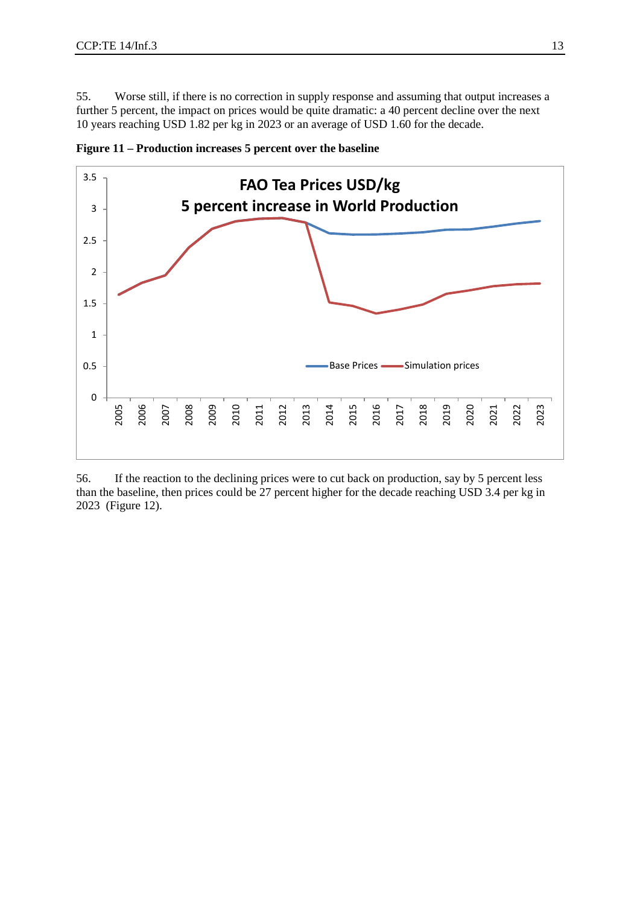55. Worse still, if there is no correction in supply response and assuming that output increases a further 5 percent, the impact on prices would be quite dramatic: a 40 percent decline over the next 10 years reaching USD 1.82 per kg in 2023 or an average of USD 1.60 for the decade.

**Figure 11 – Production increases 5 percent over the baseline**

56. If the reaction to the declining prices were to cut back on production, say by 5 percent less than the baseline, then prices could be 27 percent higher for the decade reaching USD 3.4 per kg in 2023 (Figure 12).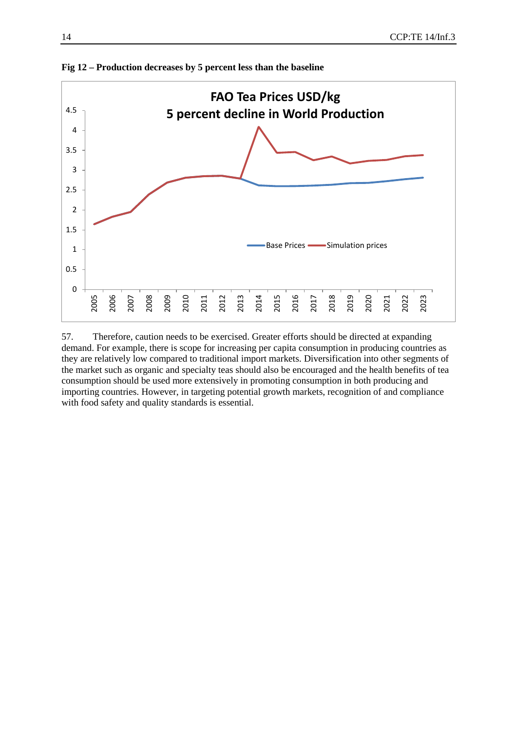**Fig 12 – Production decreases by 5 percent less than the baseline**

57. Therefore, caution needs to be exercised. Greater efforts should be directed at expanding demand. For example, there is scope for increasing per capita consumption in producing countries as they are relatively low compared to traditional import markets. Diversification into other segments of the market such as organic and specialty teas should also be encouraged and the health benefits of tea consumption should be used more extensively in promoting consumption in both producing and importing countries. However, in targeting potential growth markets, recognition of and compliance with food safety and quality standards is essential.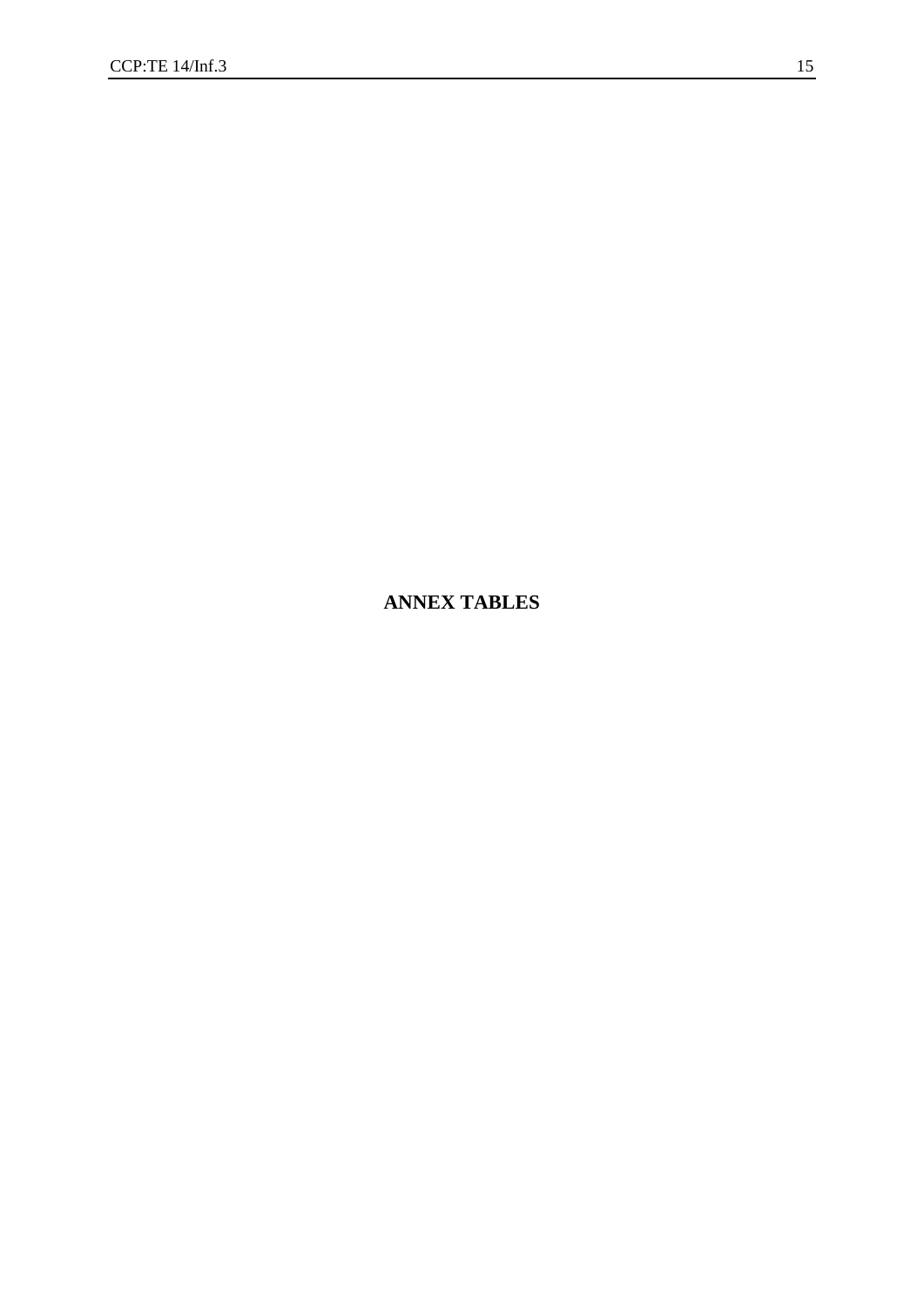# ANNEX TABLES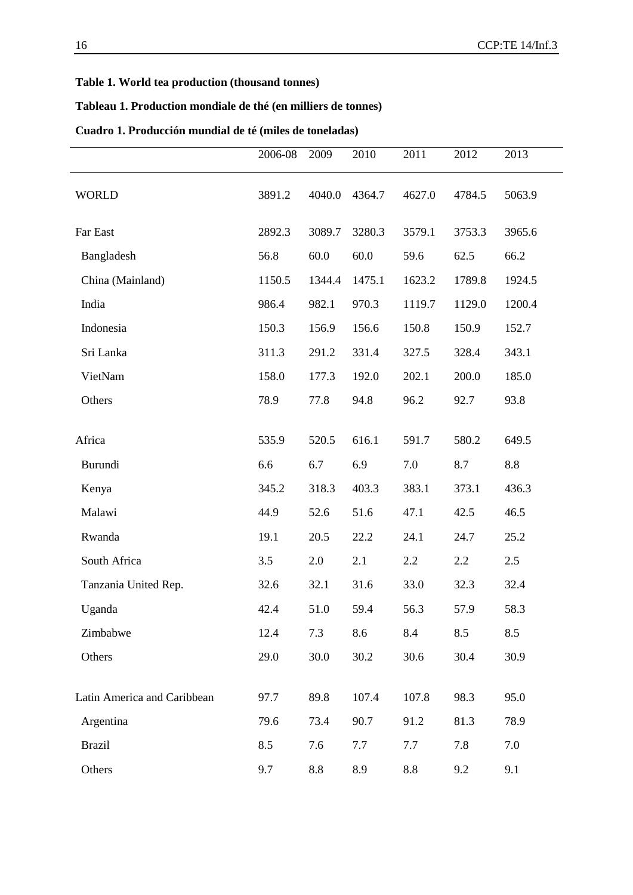**Table 1. World tea production (thousand tonnes)**

**Tableau 1. Production mondiale de thé (en milliers de tonnes)**

**Cuadro 1. Producción mundial de té (miles de toneladas)**

| | 2006-08 | 2009 | 2010 | 2011 | 2012 | 2013 |
|---|---|---|---|---|---|---|
| WORLD | 3891.2 | 4040.0 | 4364.7 | 4627.0 | 4784.5 | 5063.9 |
| Far East | 2892.3 | 3089.7 | 3280.3 | 3579.1 | 3753.3 | 3965.6 |
| Bangladesh | 56.8 | 60.0 | 60.0 | 59.6 | 62.5 | 66.2 |
| China (Mainland) | 1150.5 | 1344.4 | 1475.1 | 1623.2 | 1789.8 | 1924.5 |
| India | 986.4 | 982.1 | 970.3 | 1119.7 | 1129.0 | 1200.4 |
| Indonesia | 150.3 | 156.9 | 156.6 | 150.8 | 150.9 | 152.7 |
| Sri Lanka | 311.3 | 291.2 | 331.4 | 327.5 | 328.4 | 343.1 |
| VietNam | 158.0 | 177.3 | 192.0 | 202.1 | 200.0 | 185.0 |
| Others | 78.9 | 77.8 | 94.8 | 96.2 | 92.7 | 93.8 |
| Africa | 535.9 | 520.5 | 616.1 | 591.7 | 580.2 | 649.5 |
| Burundi | 6.6 | 6.7 | 6.9 | 7.0 | 8.7 | 8.8 |
| Kenya | 345.2 | 318.3 | 403.3 | 383.1 | 373.1 | 436.3 |
| Malawi | 44.9 | 52.6 | 51.6 | 47.1 | 42.5 | 46.5 |
| Rwanda | 19.1 | 20.5 | 22.2 | 24.1 | 24.7 | 25.2 |
| South Africa | 3.5 | 2.0 | 2.1 | 2.2 | 2.2 | 2.5 |
| Tanzania United Rep. | 32.6 | 32.1 | 31.6 | 33.0 | 32.3 | 32.4 |
| Uganda | 42.4 | 51.0 | 59.4 | 56.3 | 57.9 | 58.3 |
| Zimbabwe | 12.4 | 7.3 | 8.6 | 8.4 | 8.5 | 8.5 |
| Others | 29.0 | 30.0 | 30.2 | 30.6 | 30.4 | 30.9 |
| Latin America and Caribbean | 97.7 | 89.8 | 107.4 | 107.8 | 98.3 | 95.0 |
| Argentina | 79.6 | 73.4 | 90.7 | 91.2 | 81.3 | 78.9 |
| Brazil | 8.5 | 7.6 | 7.7 | 7.7 | 7.8 | 7.0 |
| Others | 9.7 | 8.8 | 8.9 | 8.8 | 9.2 | 9.1 |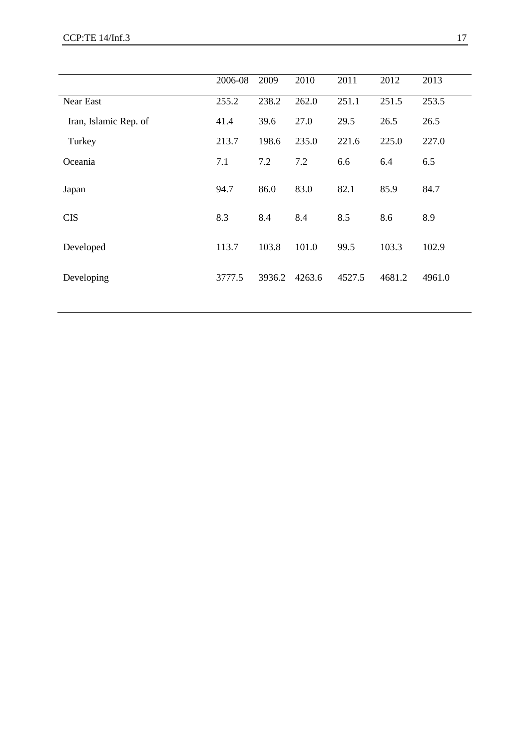| | 2006-08 | 2009 | 2010 | 2011 | 2012 | 2013 |
|---|---|---|---|---|---|---|
| Near East | 255.2 | 238.2 | 262.0 | 251.1 | 251.5 | 253.5 |
| Iran, Islamic Rep. of | 41.4 | 39.6 | 27.0 | 29.5 | 26.5 | 26.5 |
| Turkey | 213.7 | 198.6 | 235.0 | 221.6 | 225.0 | 227.0 |
| Oceania | 7.1 | 7.2 | 7.2 | 6.6 | 6.4 | 6.5 |
| Japan | 94.7 | 86.0 | 83.0 | 82.1 | 85.9 | 84.7 |
| CIS | 8.3 | 8.4 | 8.4 | 8.5 | 8.6 | 8.9 |
| Developed | 113.7 | 103.8 | 101.0 | 99.5 | 103.3 | 102.9 |
| Developing | 3777.5 | 3936.2 | 4263.6 | 4527.5 | 4681.2 | 4961.0 |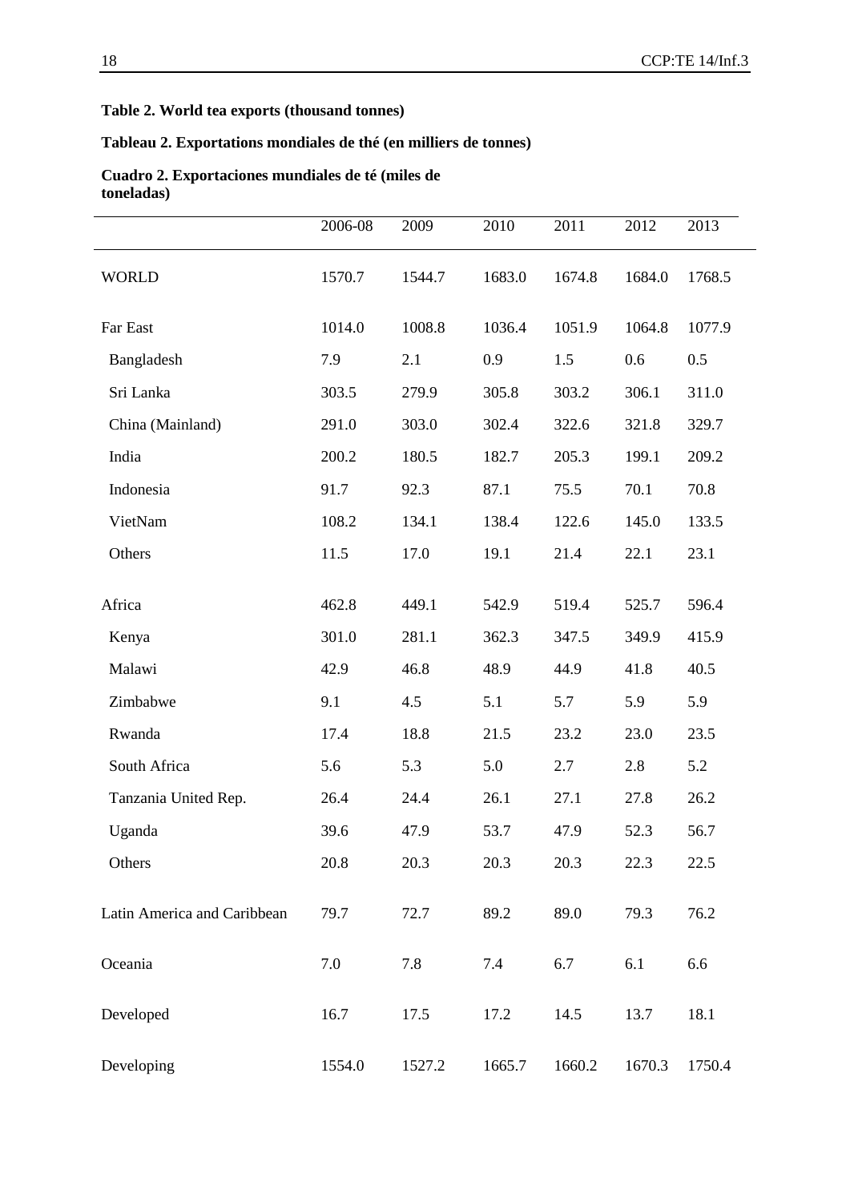**Table 2. World tea exports (thousand tonnes)**

**Tableau 2. Exportations mondiales de thé (en milliers de tonnes)**

**Cuadro 2. Exportaciones mundiales de té (miles de toneladas)**

| | 2006-08 | 2009 | 2010 | 2011 | 2012 | 2013 |
|---|---|---|---|---|---|---|
| WORLD | 1570.7 | 1544.7 | 1683.0 | 1674.8 | 1684.0 | 1768.5 |
| Far East | 1014.0 | 1008.8 | 1036.4 | 1051.9 | 1064.8 | 1077.9 |
| Bangladesh | 7.9 | 2.1 | 0.9 | 1.5 | 0.6 | 0.5 |
| Sri Lanka | 303.5 | 279.9 | 305.8 | 303.2 | 306.1 | 311.0 |
| China (Mainland) | 291.0 | 303.0 | 302.4 | 322.6 | 321.8 | 329.7 |
| India | 200.2 | 180.5 | 182.7 | 205.3 | 199.1 | 209.2 |
| Indonesia | 91.7 | 92.3 | 87.1 | 75.5 | 70.1 | 70.8 |
| VietNam | 108.2 | 134.1 | 138.4 | 122.6 | 145.0 | 133.5 |
| Others | 11.5 | 17.0 | 19.1 | 21.4 | 22.1 | 23.1 |
| Africa | 462.8 | 449.1 | 542.9 | 519.4 | 525.7 | 596.4 |
| Kenya | 301.0 | 281.1 | 362.3 | 347.5 | 349.9 | 415.9 |
| Malawi | 42.9 | 46.8 | 48.9 | 44.9 | 41.8 | 40.5 |
| Zimbabwe | 9.1 | 4.5 | 5.1 | 5.7 | 5.9 | 5.9 |
| Rwanda | 17.4 | 18.8 | 21.5 | 23.2 | 23.0 | 23.5 |
| South Africa | 5.6 | 5.3 | 5.0 | 2.7 | 2.8 | 5.2 |
| Tanzania United Rep. | 26.4 | 24.4 | 26.1 | 27.1 | 27.8 | 26.2 |
| Uganda | 39.6 | 47.9 | 53.7 | 47.9 | 52.3 | 56.7 |
| Others | 20.8 | 20.3 | 20.3 | 20.3 | 22.3 | 22.5 |
| Latin America and Caribbean | 79.7 | 72.7 | 89.2 | 89.0 | 79.3 | 76.2 |
| Oceania | 7.0 | 7.8 | 7.4 | 6.7 | 6.1 | 6.6 |
| Developed | 16.7 | 17.5 | 17.2 | 14.5 | 13.7 | 18.1 |
| Developing | 1554.0 | 1527.2 | 1665.7 | 1660.2 | 1670.3 | 1750.4 |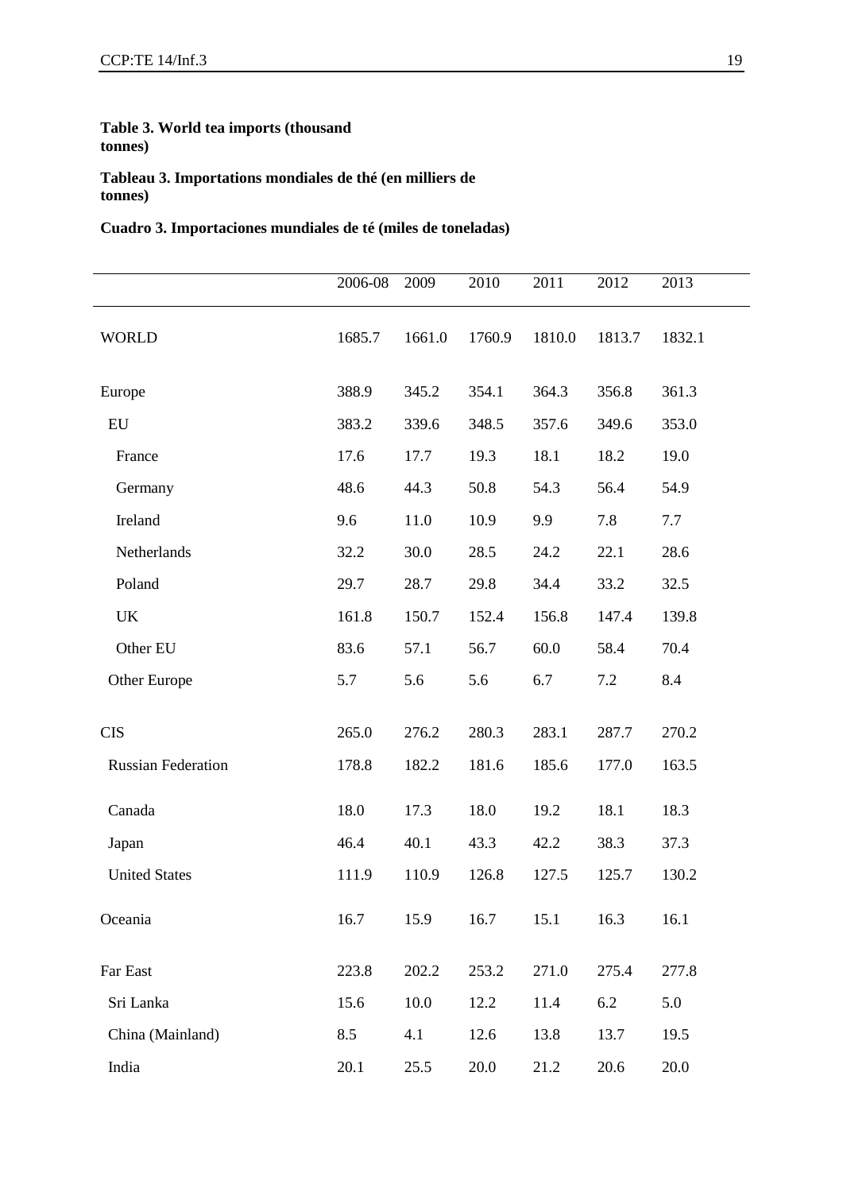**Table 3. World tea imports (thousand tonnes)**

**Tableau 3. Importations mondiales de thé (en milliers de tonnes)**

**Cuadro 3. Importaciones mundiales de té (miles de toneladas)**

| | 2006-08 | 2009 | 2010 | 2011 | 2012 | 2013 |
|---|---|---|---|---|---|---|
| WORLD | 1685.7 | 1661.0 | 1760.9 | 1810.0 | 1813.7 | 1832.1 |
| Europe | 388.9 | 345.2 | 354.1 | 364.3 | 356.8 | 361.3 |
| EU | 383.2 | 339.6 | 348.5 | 357.6 | 349.6 | 353.0 |
| France | 17.6 | 17.7 | 19.3 | 18.1 | 18.2 | 19.0 |
| Germany | 48.6 | 44.3 | 50.8 | 54.3 | 56.4 | 54.9 |
| Ireland | 9.6 | 11.0 | 10.9 | 9.9 | 7.8 | 7.7 |
| Netherlands | 32.2 | 30.0 | 28.5 | 24.2 | 22.1 | 28.6 |
| Poland | 29.7 | 28.7 | 29.8 | 34.4 | 33.2 | 32.5 |
| UK | 161.8 | 150.7 | 152.4 | 156.8 | 147.4 | 139.8 |
| Other EU | 83.6 | 57.1 | 56.7 | 60.0 | 58.4 | 70.4 |
| Other Europe | 5.7 | 5.6 | 5.6 | 6.7 | 7.2 | 8.4 |
| CIS | 265.0 | 276.2 | 280.3 | 283.1 | 287.7 | 270.2 |
| Russian Federation | 178.8 | 182.2 | 181.6 | 185.6 | 177.0 | 163.5 |
| Canada | 18.0 | 17.3 | 18.0 | 19.2 | 18.1 | 18.3 |
| Japan | 46.4 | 40.1 | 43.3 | 42.2 | 38.3 | 37.3 |
| United States | 111.9 | 110.9 | 126.8 | 127.5 | 125.7 | 130.2 |
| Oceania | 16.7 | 15.9 | 16.7 | 15.1 | 16.3 | 16.1 |
| Far East | 223.8 | 202.2 | 253.2 | 271.0 | 275.4 | 277.8 |
| Sri Lanka | 15.6 | 10.0 | 12.2 | 11.4 | 6.2 | 5.0 |
| China (Mainland) | 8.5 | 4.1 | 12.6 | 13.8 | 13.7 | 19.5 |
| India | 20.1 | 25.5 | 20.0 | 21.2 | 20.6 | 20.0 |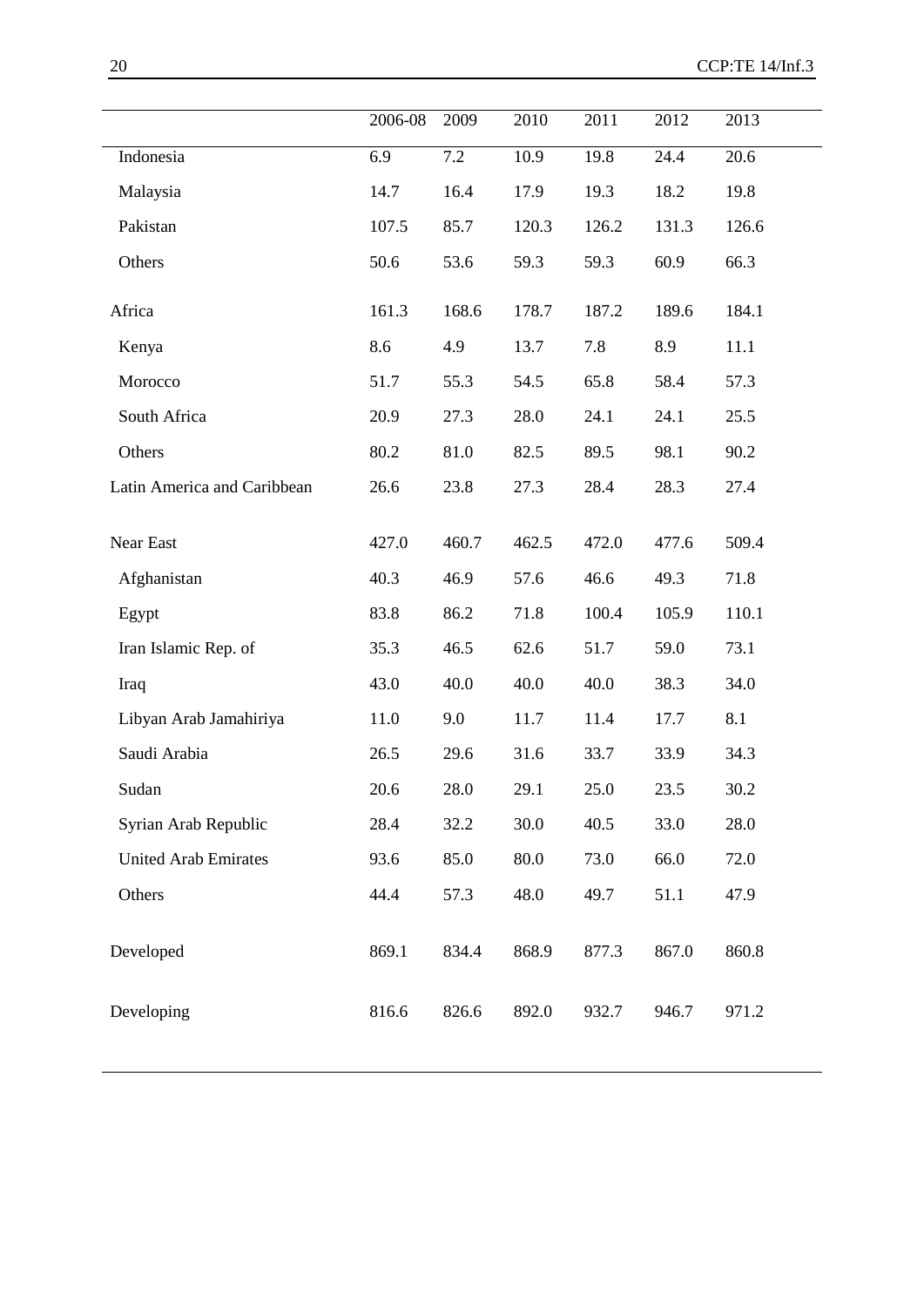| | 2006-08 | 2009 | 2010 | 2011 | 2012 | 2013 |
|---|---|---|---|---|---|---|
| Indonesia | 6.9 | 7.2 | 10.9 | 19.8 | 24.4 | 20.6 |
| Malaysia | 14.7 | 16.4 | 17.9 | 19.3 | 18.2 | 19.8 |
| Pakistan | 107.5 | 85.7 | 120.3 | 126.2 | 131.3 | 126.6 |
| Others | 50.6 | 53.6 | 59.3 | 59.3 | 60.9 | 66.3 |
| Africa | 161.3 | 168.6 | 178.7 | 187.2 | 189.6 | 184.1 |
| Kenya | 8.6 | 4.9 | 13.7 | 7.8 | 8.9 | 11.1 |
| Morocco | 51.7 | 55.3 | 54.5 | 65.8 | 58.4 | 57.3 |
| South Africa | 20.9 | 27.3 | 28.0 | 24.1 | 24.1 | 25.5 |
| Others | 80.2 | 81.0 | 82.5 | 89.5 | 98.1 | 90.2 |
| Latin America and Caribbean | 26.6 | 23.8 | 27.3 | 28.4 | 28.3 | 27.4 |
| Near East | 427.0 | 460.7 | 462.5 | 472.0 | 477.6 | 509.4 |
| Afghanistan | 40.3 | 46.9 | 57.6 | 46.6 | 49.3 | 71.8 |
| Egypt | 83.8 | 86.2 | 71.8 | 100.4 | 105.9 | 110.1 |
| Iran Islamic Rep. of | 35.3 | 46.5 | 62.6 | 51.7 | 59.0 | 73.1 |
| Iraq | 43.0 | 40.0 | 40.0 | 40.0 | 38.3 | 34.0 |
| Libyan Arab Jamahiriya | 11.0 | 9.0 | 11.7 | 11.4 | 17.7 | 8.1 |
| Saudi Arabia | 26.5 | 29.6 | 31.6 | 33.7 | 33.9 | 34.3 |
| Sudan | 20.6 | 28.0 | 29.1 | 25.0 | 23.5 | 30.2 |
| Syrian Arab Republic | 28.4 | 32.2 | 30.0 | 40.5 | 33.0 | 28.0 |
| United Arab Emirates | 93.6 | 85.0 | 80.0 | 73.0 | 66.0 | 72.0 |
| Others | 44.4 | 57.3 | 48.0 | 49.7 | 51.1 | 47.9 |
| Developed | 869.1 | 834.4 | 868.9 | 877.3 | 867.0 | 860.8 |
| Developing | 816.6 | 826.6 | 892.0 | 932.7 | 946.7 | 971.2 |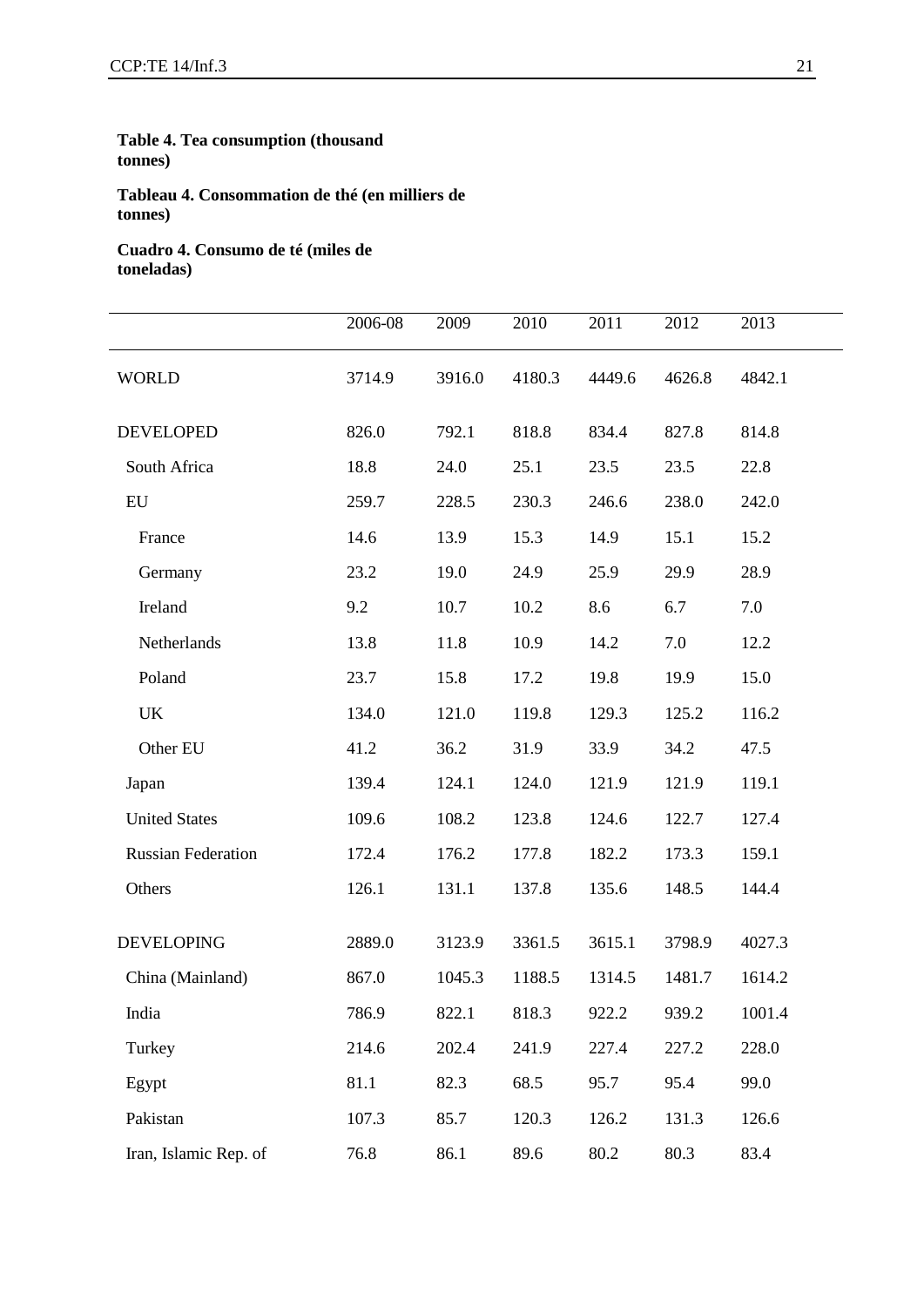**Table 4. Tea consumption (thousand tonnes)**

**Tableau 4. Consommation de thé (en milliers de tonnes)**

**Cuadro 4. Consumo de té (miles de toneladas)**

| | 2006-08 | 2009 | 2010 | 2011 | 2012 | 2013 |
|---|---|---|---|---|---|---|
| WORLD | 3714.9 | 3916.0 | 4180.3 | 4449.6 | 4626.8 | 4842.1 |
| DEVELOPED | 826.0 | 792.1 | 818.8 | 834.4 | 827.8 | 814.8 |
| South Africa | 18.8 | 24.0 | 25.1 | 23.5 | 23.5 | 22.8 |
| EU | 259.7 | 228.5 | 230.3 | 246.6 | 238.0 | 242.0 |
| France | 14.6 | 13.9 | 15.3 | 14.9 | 15.1 | 15.2 |
| Germany | 23.2 | 19.0 | 24.9 | 25.9 | 29.9 | 28.9 |
| Ireland | 9.2 | 10.7 | 10.2 | 8.6 | 6.7 | 7.0 |
| Netherlands | 13.8 | 11.8 | 10.9 | 14.2 | 7.0 | 12.2 |
| Poland | 23.7 | 15.8 | 17.2 | 19.8 | 19.9 | 15.0 |
| UK | 134.0 | 121.0 | 119.8 | 129.3 | 125.2 | 116.2 |
| Other EU | 41.2 | 36.2 | 31.9 | 33.9 | 34.2 | 47.5 |
| Japan | 139.4 | 124.1 | 124.0 | 121.9 | 121.9 | 119.1 |
| United States | 109.6 | 108.2 | 123.8 | 124.6 | 122.7 | 127.4 |
| Russian Federation | 172.4 | 176.2 | 177.8 | 182.2 | 173.3 | 159.1 |
| Others | 126.1 | 131.1 | 137.8 | 135.6 | 148.5 | 144.4 |
| DEVELOPING | 2889.0 | 3123.9 | 3361.5 | 3615.1 | 3798.9 | 4027.3 |
| China (Mainland) | 867.0 | 1045.3 | 1188.5 | 1314.5 | 1481.7 | 1614.2 |
| India | 786.9 | 822.1 | 818.3 | 922.2 | 939.2 | 1001.4 |
| Turkey | 214.6 | 202.4 | 241.9 | 227.4 | 227.2 | 228.0 |
| Egypt | 81.1 | 82.3 | 68.5 | 95.7 | 95.4 | 99.0 |
| Pakistan | 107.3 | 85.7 | 120.3 | 126.2 | 131.3 | 126.6 |
| Iran, Islamic Rep. of | 76.8 | 86.1 | 89.6 | 80.2 | 80.3 | 83.4 |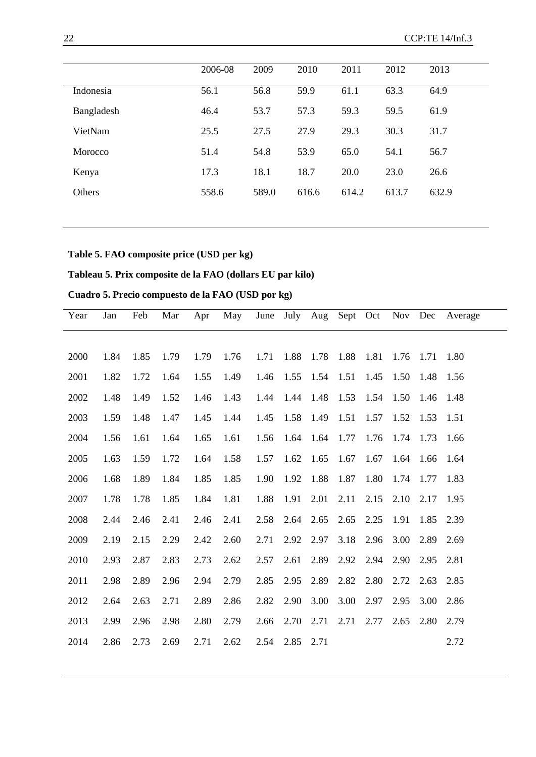| | 2006-08 | 2009 | 2010 | 2011 | 2012 | 2013 |
|---|---|---|---|---|---|---|
| Indonesia | 56.1 | 56.8 | 59.9 | 61.1 | 63.3 | 64.9 |
| Bangladesh | 46.4 | 53.7 | 57.3 | 59.3 | 59.5 | 61.9 |
| VietNam | 25.5 | 27.5 | 27.9 | 29.3 | 30.3 | 31.7 |
| Morocco | 51.4 | 54.8 | 53.9 | 65.0 | 54.1 | 56.7 |
| Kenya | 17.3 | 18.1 | 18.7 | 20.0 | 23.0 | 26.6 |
| Others | 558.6 | 589.0 | 616.6 | 614.2 | 613.7 | 632.9 |

**Table 5. FAO composite price (USD per kg)**

**Tableau 5. Prix composite de la FAO (dollars EU par kilo)**

**Cuadro 5. Precio compuesto de la FAO (USD por kg)**

| Year | Jan | Feb | Mar | Apr | May | June | July | Aug | Sept | Oct | Nov | Dec | Average |
|---|---|---|---|---|---|---|---|---|---|---|---|---|---|
| 2000 | 1.84 | 1.85 | 1.79 | 1.79 | 1.76 | 1.71 | 1.88 | 1.78 | 1.88 | 1.81 | 1.76 | 1.71 | 1.80 |
| 2001 | 1.82 | 1.72 | 1.64 | 1.55 | 1.49 | 1.46 | 1.55 | 1.54 | 1.51 | 1.45 | 1.50 | 1.48 | 1.56 |
| 2002 | 1.48 | 1.49 | 1.52 | 1.46 | 1.43 | 1.44 | 1.44 | 1.48 | 1.53 | 1.54 | 1.50 | 1.46 | 1.48 |
| 2003 | 1.59 | 1.48 | 1.47 | 1.45 | 1.44 | 1.45 | 1.58 | 1.49 | 1.51 | 1.57 | 1.52 | 1.53 | 1.51 |
| 2004 | 1.56 | 1.61 | 1.64 | 1.65 | 1.61 | 1.56 | 1.64 | 1.64 | 1.77 | 1.76 | 1.74 | 1.73 | 1.66 |
| 2005 | 1.63 | 1.59 | 1.72 | 1.64 | 1.58 | 1.57 | 1.62 | 1.65 | 1.67 | 1.67 | 1.64 | 1.66 | 1.64 |
| 2006 | 1.68 | 1.89 | 1.84 | 1.85 | 1.85 | 1.90 | 1.92 | 1.88 | 1.87 | 1.80 | 1.74 | 1.77 | 1.83 |
| 2007 | 1.78 | 1.78 | 1.85 | 1.84 | 1.81 | 1.88 | 1.91 | 2.01 | 2.11 | 2.15 | 2.10 | 2.17 | 1.95 |
| 2008 | 2.44 | 2.46 | 2.41 | 2.46 | 2.41 | 2.58 | 2.64 | 2.65 | 2.65 | 2.25 | 1.91 | 1.85 | 2.39 |
| 2009 | 2.19 | 2.15 | 2.29 | 2.42 | 2.60 | 2.71 | 2.92 | 2.97 | 3.18 | 2.96 | 3.00 | 2.89 | 2.69 |
| 2010 | 2.93 | 2.87 | 2.83 | 2.73 | 2.62 | 2.57 | 2.61 | 2.89 | 2.92 | 2.94 | 2.90 | 2.95 | 2.81 |
| 2011 | 2.98 | 2.89 | 2.96 | 2.94 | 2.79 | 2.85 | 2.95 | 2.89 | 2.82 | 2.80 | 2.72 | 2.63 | 2.85 |
| 2012 | 2.64 | 2.63 | 2.71 | 2.89 | 2.86 | 2.82 | 2.90 | 3.00 | 3.00 | 2.97 | 2.95 | 3.00 | 2.86 |
| 2013 | 2.99 | 2.96 | 2.98 | 2.80 | 2.79 | 2.66 | 2.70 | 2.71 | 2.71 | 2.77 | 2.65 | 2.80 | 2.79 |
| 2014 | 2.86 | 2.73 | 2.69 | 2.71 | 2.62 | 2.54 | 2.85 | 2.71 | | | | | 2.72 |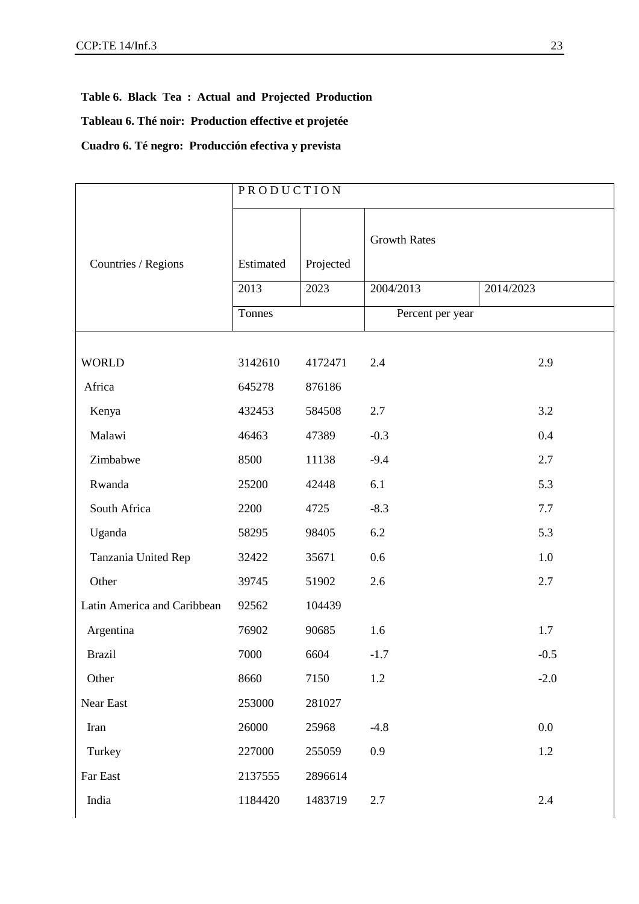**Table 6. Black Tea : Actual and Projected Production**

**Tableau 6. Thé noir: Production effective et projetée**

**Cuadro 6. Té negro: Producción efectiva y prevista**

| Countries / Regions | PRODUCTION | | | |
|---|---|---|---|---|
| | Estimated | Projected | Growth Rates | |
| | 2013 | 2023 | 2004/2013 | 2014/2023 |
| | Tonnes | | Percent per year | |
| WORLD | 3142610 | 4172471 | 2.4 | 2.9 |
| Africa | 645278 | 876186 | | |
| Kenya | 432453 | 584508 | 2.7 | 3.2 |
| Malawi | 46463 | 47389 | -0.3 | 0.4 |
| Zimbabwe | 8500 | 11138 | -9.4 | 2.7 |
| Rwanda | 25200 | 42448 | 6.1 | 5.3 |
| South Africa | 2200 | 4725 | -8.3 | 7.7 |
| Uganda | 58295 | 98405 | 6.2 | 5.3 |
| Tanzania United Rep | 32422 | 35671 | 0.6 | 1.0 |
| Other | 39745 | 51902 | 2.6 | 2.7 |
| Latin America and Caribbean | 92562 | 104439 | | |
| Argentina | 76902 | 90685 | 1.6 | 1.7 |
| Brazil | 7000 | 6604 | -1.7 | -0.5 |
| Other | 8660 | 7150 | 1.2 | -2.0 |
| Near East | 253000 | 281027 | | |
| Iran | 26000 | 25968 | -4.8 | 0.0 |
| Turkey | 227000 | 255059 | 0.9 | 1.2 |
| Far East | 2137555 | 2896614 | | |
| India | 1184420 | 1483719 | 2.7 | 2.4 |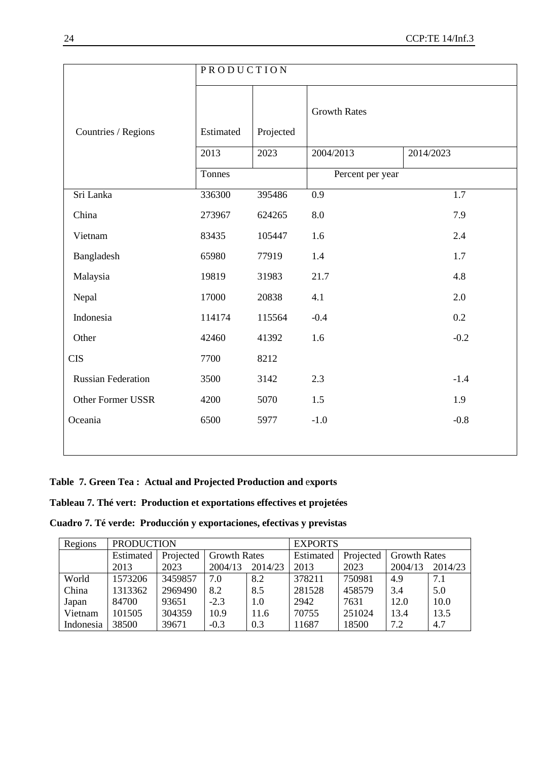| Countries / Regions | PRODUCTION | | | |
|---|---|---|---|---|
| | Estimated | Projected | Growth Rates | |
| | 2013 | 2023 | 2004/2013 | 2014/2023 |
| | Tonnes | | Percent per year | |
| Sri Lanka | 336300 | 395486 | 0.9 | 1.7 |
| China | 273967 | 624265 | 8.0 | 7.9 |
| Vietnam | 83435 | 105447 | 1.6 | 2.4 |
| Bangladesh | 65980 | 77919 | 1.4 | 1.7 |
| Malaysia | 19819 | 31983 | 21.7 | 4.8 |
| Nepal | 17000 | 20838 | 4.1 | 2.0 |
| Indonesia | 114174 | 115564 | -0.4 | 0.2 |
| Other | 42460 | 41392 | 1.6 | -0.2 |
| CIS | 7700 | 8212 | | |
| Russian Federation | 3500 | 3142 | 2.3 | -1.4 |
| Other Former USSR | 4200 | 5070 | 1.5 | 1.9 |
| Oceania | 6500 | 5977 | -1.0 | -0.8 |

**Table 7. Green Tea : Actual and Projected Production and exports**

**Tableau 7. Thé vert: Production et exportations effectives et projetées**

**Cuadro 7. Té verde: Producción y exportaciones, efectivas y previstas**

| Regions | PRODUCTION | | | | EXPORTS | | | |
|---|---|---|---|---|---|---|---|---|
| | Estimated | Projected | Growth Rates | | Estimated | Projected | Growth Rates | |
| | 2013 | 2023 | 2004/13 | 2014/23 | 2013 | 2023 | 2004/13 | 2014/23 |
| World | 1573206 | 3459857 | 7.0 | 8.2 | 378211 | 750981 | 4.9 | 7.1 |
| China | 1313362 | 2969490 | 8.2 | 8.5 | 281528 | 458579 | 3.4 | 5.0 |
| Japan | 84700 | 93651 | -2.3 | 1.0 | 2942 | 7631 | 12.0 | 10.0 |
| Vietnam | 101505 | 304359 | 10.9 | 11.6 | 70755 | 251024 | 13.4 | 13.5 |
| Indonesia | 38500 | 39671 | -0.3 | 0.3 | 11687 | 18500 | 7.2 | 4.7 |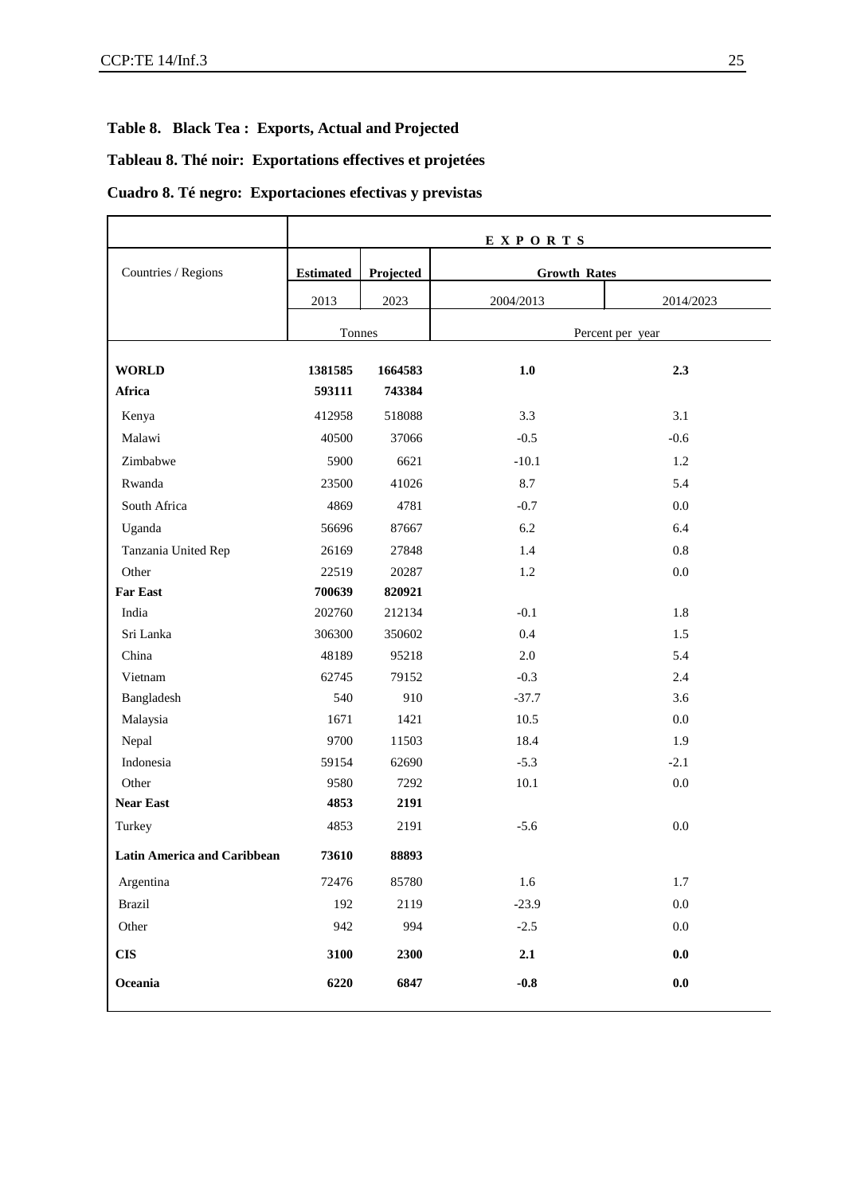**Table 8. Black Tea : Exports, Actual and Projected**

**Tableau 8. Thé noir: Exportations effectives et projetées**

**Cuadro 8. Té negro: Exportaciones efectivas y previstas**

| | EXPORTS | | | |
|---|---|---|---|---|
| Countries / Regions | **Estimated** | **Projected** | **Growth Rates** | |
| | 2013 | 2023 | 2004/2013 | 2014/2023 |
| | Tonnes | | Percent per year | |
| **WORLD** | **1381585** | **1664583** | **1.0** | **2.3** |
| **Africa** | **593111** | **743384** | | |
| Kenya | 412958 | 518088 | 3.3 | 3.1 |
| Malawi | 40500 | 37066 | -0.5 | -0.6 |
| Zimbabwe | 5900 | 6621 | -10.1 | 1.2 |
| Rwanda | 23500 | 41026 | 8.7 | 5.4 |
| South Africa | 4869 | 4781 | -0.7 | 0.0 |
| Uganda | 56696 | 87667 | 6.2 | 6.4 |
| Tanzania United Rep | 26169 | 27848 | 1.4 | 0.8 |
| Other | 22519 | 20287 | 1.2 | 0.0 |
| **Far East** | **700639** | **820921** | | |
| India | 202760 | 212134 | -0.1 | 1.8 |
| Sri Lanka | 306300 | 350602 | 0.4 | 1.5 |
| China | 48189 | 95218 | 2.0 | 5.4 |
| Vietnam | 62745 | 79152 | -0.3 | 2.4 |
| Bangladesh | 540 | 910 | -37.7 | 3.6 |
| Malaysia | 1671 | 1421 | 10.5 | 0.0 |
| Nepal | 9700 | 11503 | 18.4 | 1.9 |
| Indonesia | 59154 | 62690 | -5.3 | -2.1 |
| Other | 9580 | 7292 | 10.1 | 0.0 |
| **Near East** | **4853** | **2191** | | |
| Turkey | 4853 | 2191 | -5.6 | 0.0 |
| **Latin America and Caribbean** | **73610** | **88893** | | |
| Argentina | 72476 | 85780 | 1.6 | 1.7 |
| Brazil | 192 | 2119 | -23.9 | 0.0 |
| Other | 942 | 994 | -2.5 | 0.0 |
| **CIS** | **3100** | **2300** | **2.1** | **0.0** |
| **Oceania** | **6220** | **6847** | **-0.8** | **0.0** |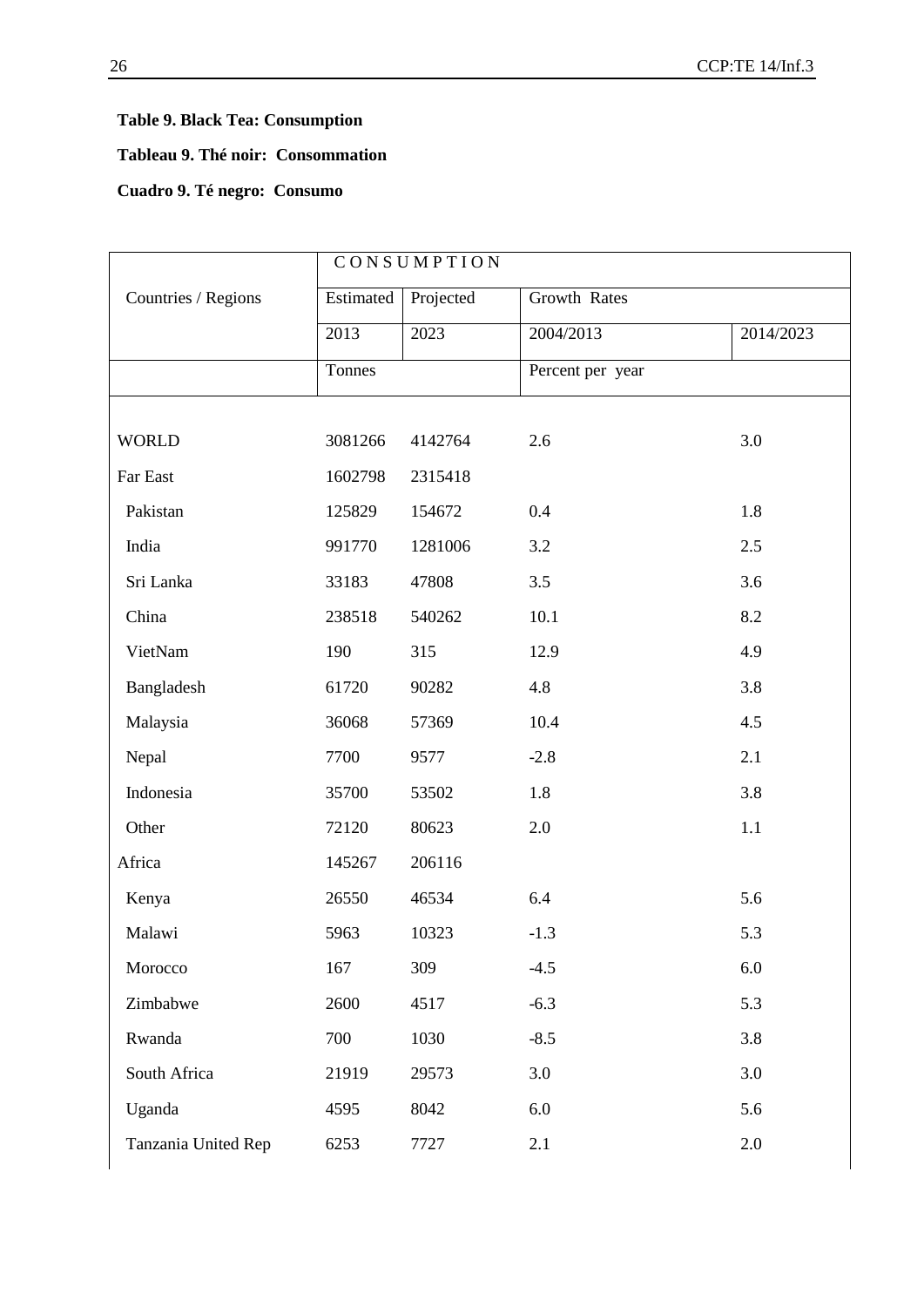**Table 9. Black Tea: Consumption**

**Tableau 9. Thé noir: Consommation**

**Cuadro 9. Té negro: Consumo**

| Countries / Regions | CONSUMPTION | | | |
|---|---|---|---|---|
| | Estimated | Projected | Growth Rates | |
| | 2013 | 2023 | 2004/2013 | 2014/2023 |
| | Tonnes | | Percent per year | |
| WORLD | 3081266 | 4142764 | 2.6 | 3.0 |
| Far East | 1602798 | 2315418 | | |
| Pakistan | 125829 | 154672 | 0.4 | 1.8 |
| India | 991770 | 1281006 | 3.2 | 2.5 |
| Sri Lanka | 33183 | 47808 | 3.5 | 3.6 |
| China | 238518 | 540262 | 10.1 | 8.2 |
| VietNam | 190 | 315 | 12.9 | 4.9 |
| Bangladesh | 61720 | 90282 | 4.8 | 3.8 |
| Malaysia | 36068 | 57369 | 10.4 | 4.5 |
| Nepal | 7700 | 9577 | -2.8 | 2.1 |
| Indonesia | 35700 | 53502 | 1.8 | 3.8 |
| Other | 72120 | 80623 | 2.0 | 1.1 |
| Africa | 145267 | 206116 | | |
| Kenya | 26550 | 46534 | 6.4 | 5.6 |
| Malawi | 5963 | 10323 | -1.3 | 5.3 |
| Morocco | 167 | 309 | -4.5 | 6.0 |
| Zimbabwe | 2600 | 4517 | -6.3 | 5.3 |
| Rwanda | 700 | 1030 | -8.5 | 3.8 |
| South Africa | 21919 | 29573 | 3.0 | 3.0 |
| Uganda | 4595 | 8042 | 6.0 | 5.6 |
| Tanzania United Rep | 6253 | 7727 | 2.1 | 2.0 |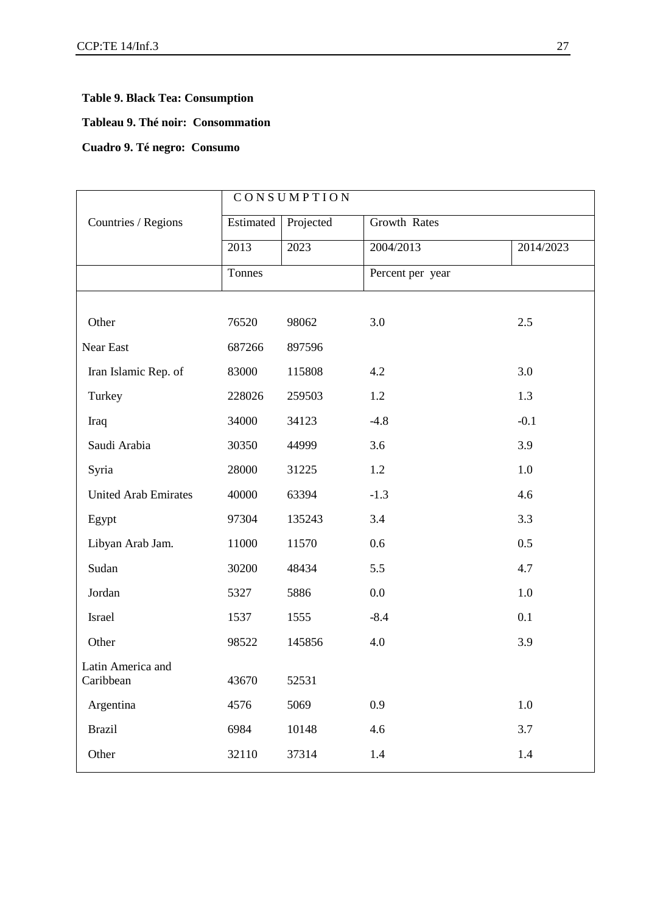**Table 9. Black Tea: Consumption**

**Tableau 9. Thé noir: Consommation**

**Cuadro 9. Té negro: Consumo**

| Countries / Regions | CONSUMPTION | | | |
|---|---|---|---|---|
| | Estimated | Projected | Growth Rates | |
| | 2013 | 2023 | 2004/2013 | 2014/2023 |
| | Tonnes | | Percent per year | |
| Other | 76520 | 98062 | 3.0 | 2.5 |
| Near East | 687266 | 897596 | | |
| Iran Islamic Rep. of | 83000 | 115808 | 4.2 | 3.0 |
| Turkey | 228026 | 259503 | 1.2 | 1.3 |
| Iraq | 34000 | 34123 | -4.8 | -0.1 |
| Saudi Arabia | 30350 | 44999 | 3.6 | 3.9 |
| Syria | 28000 | 31225 | 1.2 | 1.0 |
| United Arab Emirates | 40000 | 63394 | -1.3 | 4.6 |
| Egypt | 97304 | 135243 | 3.4 | 3.3 |
| Libyan Arab Jam. | 11000 | 11570 | 0.6 | 0.5 |
| Sudan | 30200 | 48434 | 5.5 | 4.7 |
| Jordan | 5327 | 5886 | 0.0 | 1.0 |
| Israel | 1537 | 1555 | -8.4 | 0.1 |
| Other | 98522 | 145856 | 4.0 | 3.9 |
| Latin America and Caribbean | 43670 | 52531 | | |
| Argentina | 4576 | 5069 | 0.9 | 1.0 |
| Brazil | 6984 | 10148 | 4.6 | 3.7 |
| Other | 32110 | 37314 | 1.4 | 1.4 |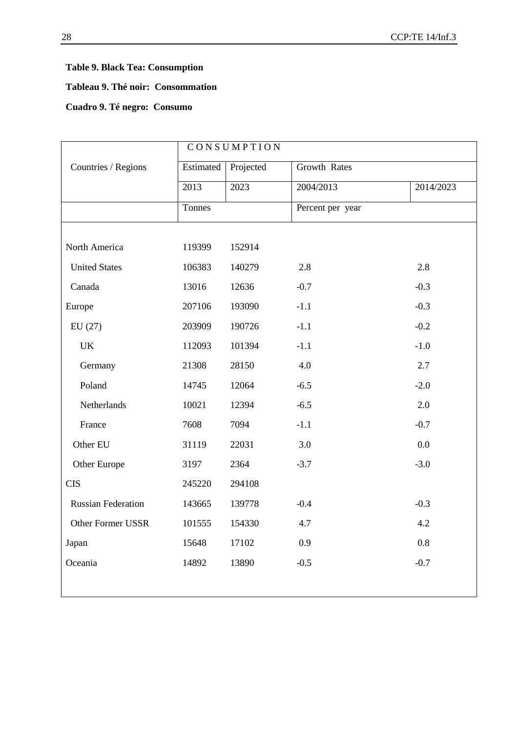**Table 9. Black Tea: Consumption**

**Tableau 9. Thé noir: Consommation**

**Cuadro 9. Té negro: Consumo**

| Countries / Regions | CONSUMPTION | | | |
|---|---|---|---|---|
| | Estimated | Projected | Growth Rates | |
| | 2013 | 2023 | 2004/2013 | 2014/2023 |
| | Tonnes | | Percent per year | |
| North America | 119399 | 152914 | | |
| United States | 106383 | 140279 | 2.8 | 2.8 |
| Canada | 13016 | 12636 | -0.7 | -0.3 |
| Europe | 207106 | 193090 | -1.1 | -0.3 |
| EU (27) | 203909 | 190726 | -1.1 | -0.2 |
| UK | 112093 | 101394 | -1.1 | -1.0 |
| Germany | 21308 | 28150 | 4.0 | 2.7 |
| Poland | 14745 | 12064 | -6.5 | -2.0 |
| Netherlands | 10021 | 12394 | -6.5 | 2.0 |
| France | 7608 | 7094 | -1.1 | -0.7 |
| Other EU | 31119 | 22031 | 3.0 | 0.0 |
| Other Europe | 3197 | 2364 | -3.7 | -3.0 |
| CIS | 245220 | 294108 | | |
| Russian Federation | 143665 | 139778 | -0.4 | -0.3 |
| Other Former USSR | 101555 | 154330 | 4.7 | 4.2 |
| Japan | 15648 | 17102 | 0.9 | 0.8 |
| Oceania | 14892 | 13890 | -0.5 | -0.7 |